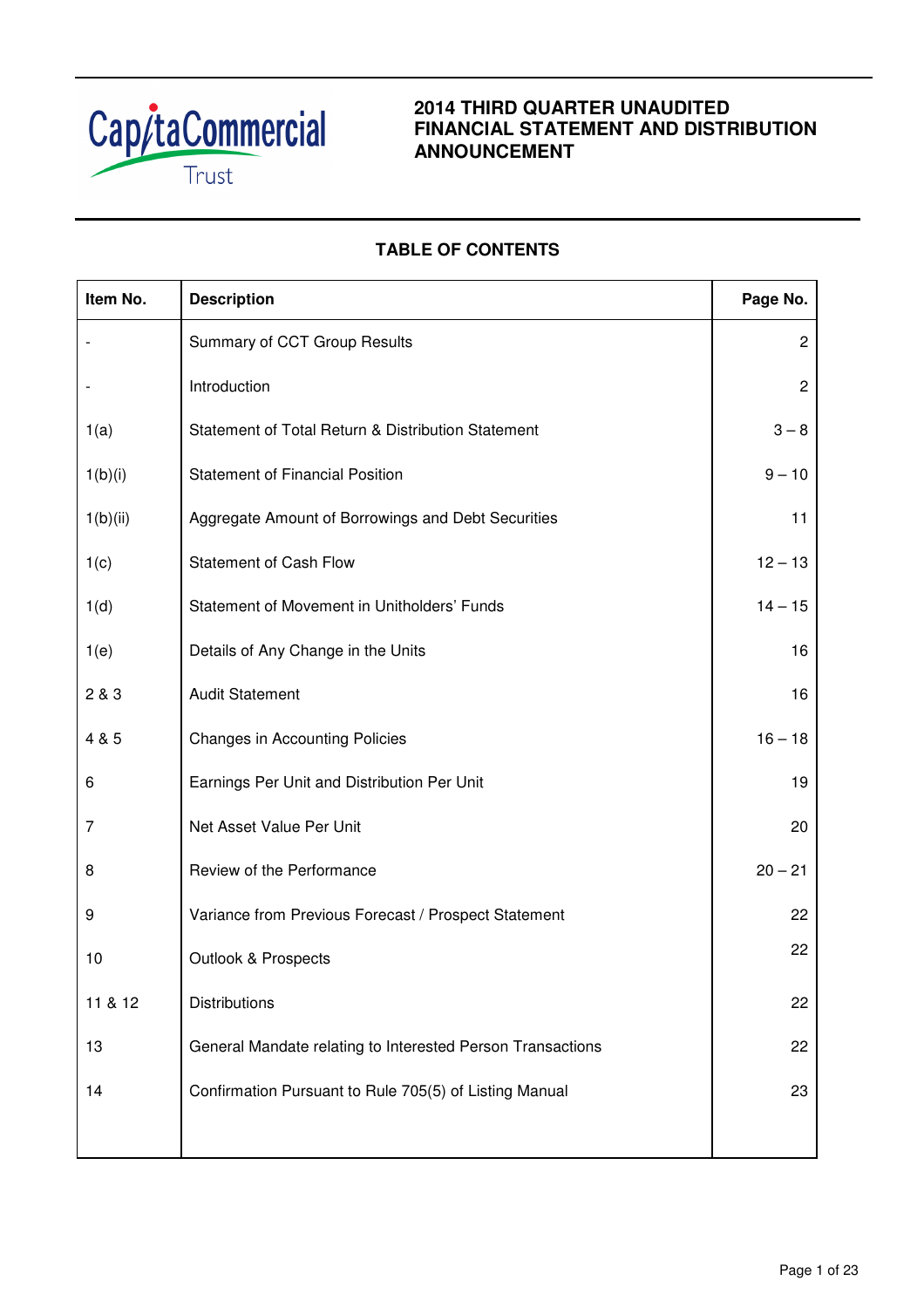CapitaCommercial Trust

# 2014 THIRD QUARTER UNAUDITED FINANCIAL STATEMENT AND DISTRIBUTION ANNOUNCEMENT

## TABLE OF CONTENTS

| Item No. | Description | Page No. |
|---|---|---|
| - | Summary of CCT Group Results | 2 |
| - | Introduction | 2 |
| 1(a) | Statement of Total Return & Distribution Statement | 3 – 8 |
| 1(b)(i) | Statement of Financial Position | 9 – 10 |
| 1(b)(ii) | Aggregate Amount of Borrowings and Debt Securities | 11 |
| 1(c) | Statement of Cash Flow | 12 – 13 |
| 1(d) | Statement of Movement in Unitholders' Funds | 14 – 15 |
| 1(e) | Details of Any Change in the Units | 16 |
| 2 & 3 | Audit Statement | 16 |
| 4 & 5 | Changes in Accounting Policies | 16 – 18 |
| 6 | Earnings Per Unit and Distribution Per Unit | 19 |
| 7 | Net Asset Value Per Unit | 20 |
| 8 | Review of the Performance | 20 – 21 |
| 9 | Variance from Previous Forecast / Prospect Statement | 22 |
| 10 | Outlook & Prospects | 22 |
| 11 & 12 | Distributions | 22 |
| 13 | General Mandate relating to Interested Person Transactions | 22 |
| 14 | Confirmation Pursuant to Rule 705(5) of Listing Manual | 23 |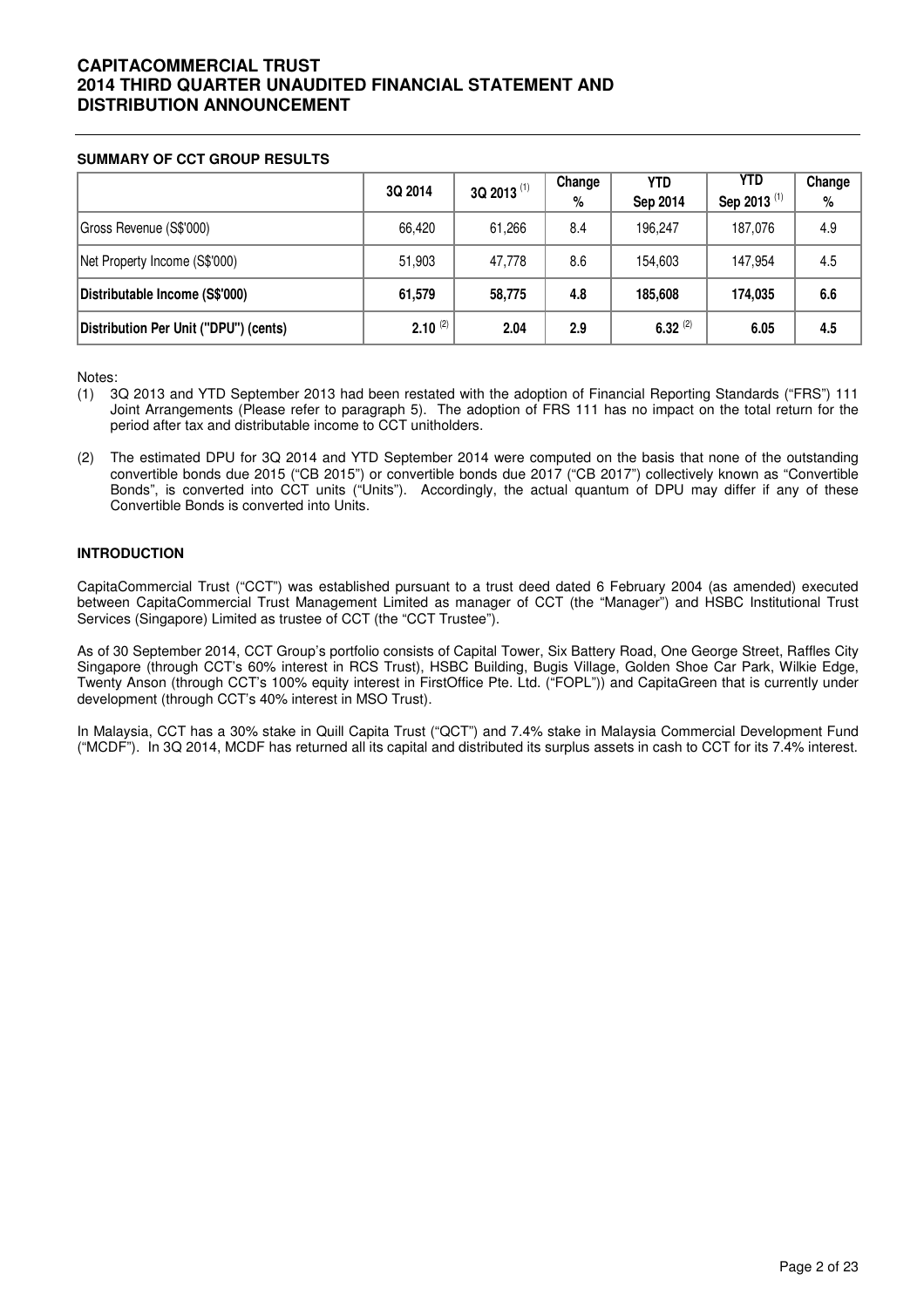# CAPITACOMMERCIAL TRUST
# 2014 THIRD QUARTER UNAUDITED FINANCIAL STATEMENT AND DISTRIBUTION ANNOUNCEMENT

**SUMMARY OF CCT GROUP RESULTS**

| | 3Q 2014 | 3Q 2013 (1) | Change % | YTD Sep 2014 | YTD Sep 2013 (1) | Change % |
|---|---|---|---|---|---|---|
| Gross Revenue (S$'000) | 66,420 | 61,266 | 8.4 | 196,247 | 187,076 | 4.9 |
| Net Property Income (S$'000) | 51,903 | 47,778 | 8.6 | 154,603 | 147,954 | 4.5 |
| **Distributable Income (S$'000)** | **61,579** | **58,775** | **4.8** | **185,608** | **174,035** | **6.6** |
| **Distribution Per Unit ("DPU") (cents)** | **2.10** (2) | **2.04** | **2.9** | **6.32** (2) | **6.05** | **4.5** |

Notes:

(1) 3Q 2013 and YTD September 2013 had been restated with the adoption of Financial Reporting Standards ("FRS") 111 Joint Arrangements (Please refer to paragraph 5). The adoption of FRS 111 has no impact on the total return for the period after tax and distributable income to CCT unitholders.

(2) The estimated DPU for 3Q 2014 and YTD September 2014 were computed on the basis that none of the outstanding convertible bonds due 2015 ("CB 2015") or convertible bonds due 2017 ("CB 2017") collectively known as "Convertible Bonds", is converted into CCT units ("Units"). Accordingly, the actual quantum of DPU may differ if any of these Convertible Bonds is converted into Units.

**INTRODUCTION**

CapitaCommercial Trust ("CCT") was established pursuant to a trust deed dated 6 February 2004 (as amended) executed between CapitaCommercial Trust Management Limited as manager of CCT (the "Manager") and HSBC Institutional Trust Services (Singapore) Limited as trustee of CCT (the "CCT Trustee").

As of 30 September 2014, CCT Group's portfolio consists of Capital Tower, Six Battery Road, One George Street, Raffles City Singapore (through CCT's 60% interest in RCS Trust), HSBC Building, Bugis Village, Golden Shoe Car Park, Wilkie Edge, Twenty Anson (through CCT's 100% equity interest in FirstOffice Pte. Ltd. ("FOPL")) and CapitaGreen that is currently under development (through CCT's 40% interest in MSO Trust).

In Malaysia, CCT has a 30% stake in Quill Capita Trust ("QCT") and 7.4% stake in Malaysia Commercial Development Fund ("MCDF"). In 3Q 2014, MCDF has returned all its capital and distributed its surplus assets in cash to CCT for its 7.4% interest.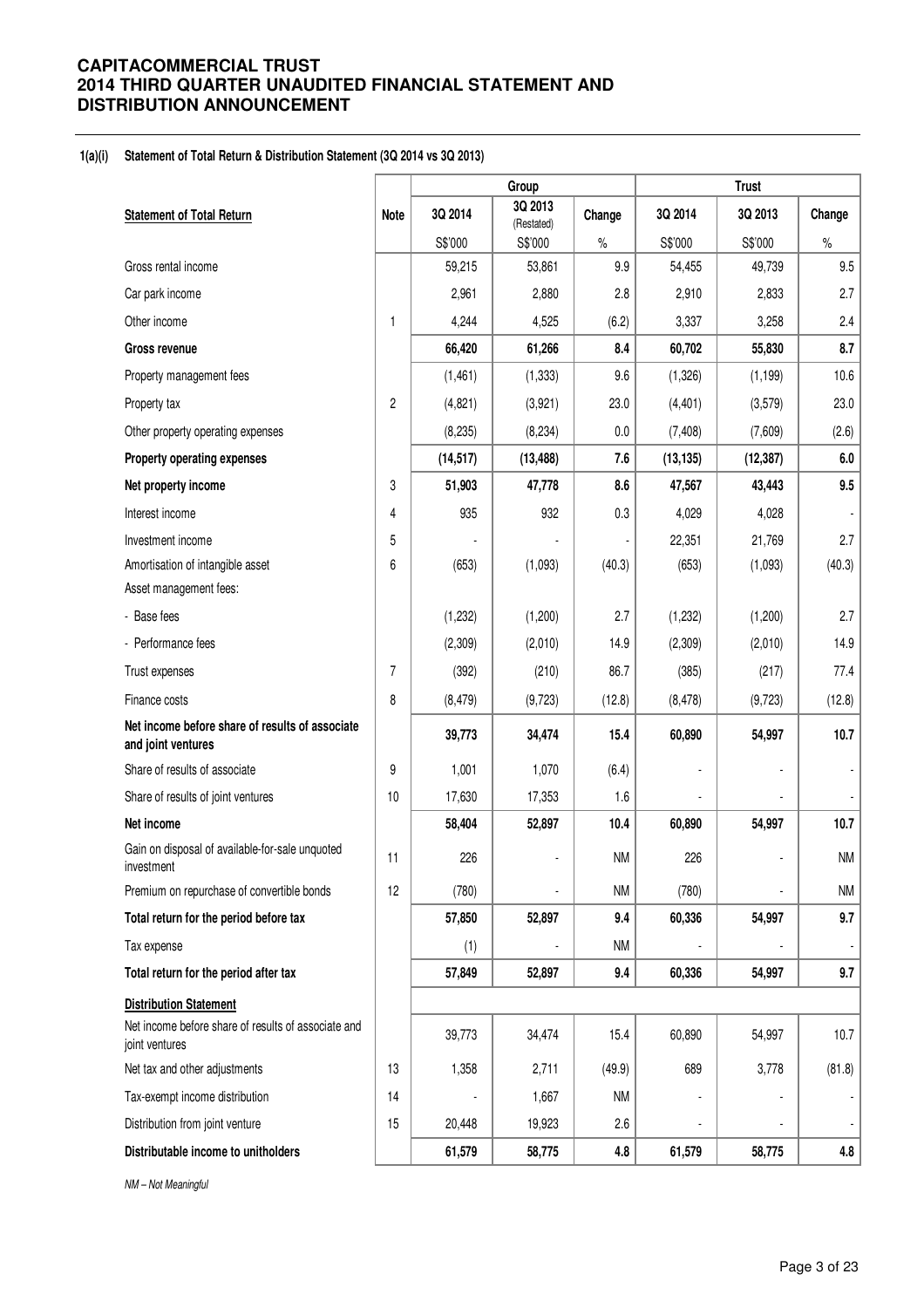# CAPITACOMMERCIAL TRUST
# 2014 THIRD QUARTER UNAUDITED FINANCIAL STATEMENT AND DISTRIBUTION ANNOUNCEMENT

**1(a)(i) Statement of Total Return & Distribution Statement (3Q 2014 vs 3Q 2013)**

| | | Group | | | Trust | | |
|---|---|---|---|---|---|---|---|
| **Statement of Total Return** | **Note** | **3Q 2014** | **3Q 2013 (Restated)** | **Change** | **3Q 2014** | **3Q 2013** | **Change** |
| | | S$'000 | S$'000 | % | S$'000 | S$'000 | % |
| Gross rental income | | 59,215 | 53,861 | 9.9 | 54,455 | 49,739 | 9.5 |
| Car park income | | 2,961 | 2,880 | 2.8 | 2,910 | 2,833 | 2.7 |
| Other income | 1 | 4,244 | 4,525 | (6.2) | 3,337 | 3,258 | 2.4 |
| **Gross revenue** | | **66,420** | **61,266** | **8.4** | **60,702** | **55,830** | **8.7** |
| Property management fees | | (1,461) | (1,333) | 9.6 | (1,326) | (1,199) | 10.6 |
| Property tax | 2 | (4,821) | (3,921) | 23.0 | (4,401) | (3,579) | 23.0 |
| Other property operating expenses | | (8,235) | (8,234) | 0.0 | (7,408) | (7,609) | (2.6) |
| **Property operating expenses** | | **(14,517)** | **(13,488)** | **7.6** | **(13,135)** | **(12,387)** | **6.0** |
| **Net property income** | 3 | **51,903** | **47,778** | **8.6** | **47,567** | **43,443** | **9.5** |
| Interest income | 4 | 935 | 932 | 0.3 | 4,029 | 4,028 | - |
| Investment income | 5 | - | - | - | 22,351 | 21,769 | 2.7 |
| Amortisation of intangible asset | 6 | (653) | (1,093) | (40.3) | (653) | (1,093) | (40.3) |
| Asset management fees: | | | | | | | |
| - Base fees | | (1,232) | (1,200) | 2.7 | (1,232) | (1,200) | 2.7 |
| - Performance fees | | (2,309) | (2,010) | 14.9 | (2,309) | (2,010) | 14.9 |
| Trust expenses | 7 | (392) | (210) | 86.7 | (385) | (217) | 77.4 |
| Finance costs | 8 | (8,479) | (9,723) | (12.8) | (8,478) | (9,723) | (12.8) |
| **Net income before share of results of associate and joint ventures** | | **39,773** | **34,474** | **15.4** | **60,890** | **54,997** | **10.7** |
| Share of results of associate | 9 | 1,001 | 1,070 | (6.4) | - | - | - |
| Share of results of joint ventures | 10 | 17,630 | 17,353 | 1.6 | - | - | - |
| **Net income** | | **58,404** | **52,897** | **10.4** | **60,890** | **54,997** | **10.7** |
| Gain on disposal of available-for-sale unquoted investment | 11 | 226 | - | NM | 226 | - | NM |
| Premium on repurchase of convertible bonds | 12 | (780) | - | NM | (780) | - | NM |
| **Total return for the period before tax** | | **57,850** | **52,897** | **9.4** | **60,336** | **54,997** | **9.7** |
| Tax expense | | (1) | - | NM | - | - | - |
| **Total return for the period after tax** | | **57,849** | **52,897** | **9.4** | **60,336** | **54,997** | **9.7** |
| **Distribution Statement** | | | | | | | |
| Net income before share of results of associate and joint ventures | | 39,773 | 34,474 | 15.4 | 60,890 | 54,997 | 10.7 |
| Net tax and other adjustments | 13 | 1,358 | 2,711 | (49.9) | 689 | 3,778 | (81.8) |
| Tax-exempt income distribution | 14 | - | 1,667 | NM | - | - | - |
| Distribution from joint venture | 15 | 20,448 | 19,923 | 2.6 | - | - | - |
| **Distributable income to unitholders** | | **61,579** | **58,775** | **4.8** | **61,579** | **58,775** | **4.8** |

*NM – Not Meaningful*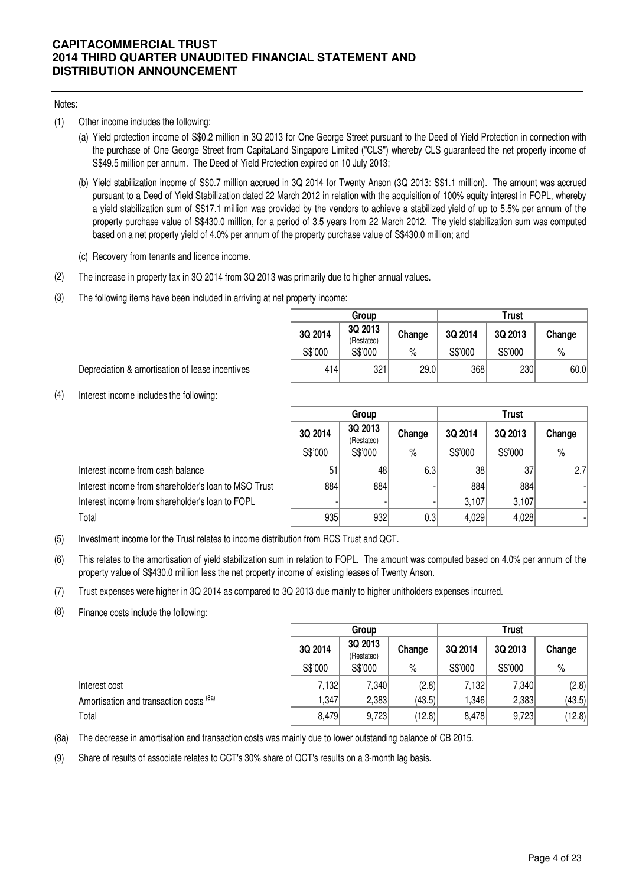Notes:

(1) Other income includes the following:

   (a) Yield protection income of S$0.2 million in 3Q 2013 for One George Street pursuant to the Deed of Yield Protection in connection with the purchase of One George Street from CapitaLand Singapore Limited ("CLS") whereby CLS guaranteed the net property income of S$49.5 million per annum. The Deed of Yield Protection expired on 10 July 2013;

   (b) Yield stabilization income of S$0.7 million accrued in 3Q 2014 for Twenty Anson (3Q 2013: S$1.1 million). The amount was accrued pursuant to a Deed of Yield Stabilization dated 22 March 2012 in relation with the acquisition of 100% equity interest in FOPL, whereby a yield stabilization sum of S$17.1 million was provided by the vendors to achieve a stabilized yield of up to 5.5% per annum of the property purchase value of S$430.0 million, for a period of 3.5 years from 22 March 2012. The yield stabilization sum was computed based on a net property yield of 4.0% per annum of the property purchase value of S$430.0 million; and

   (c) Recovery from tenants and licence income.

(2) The increase in property tax in 3Q 2014 from 3Q 2013 was primarily due to higher annual values.

(3) The following items have been included in arriving at net property income:

| | Group | | | Trust | | |
|---|---|---|---|---|---|---|
| | 3Q 2014 | 3Q 2013 (Restated) | Change | 3Q 2014 | 3Q 2013 | Change |
| | S$'000 | S$'000 | % | S$'000 | S$'000 | % |
| Depreciation & amortisation of lease incentives | 414 | 321 | 29.0 | 368 | 230 | 60.0 |

(4) Interest income includes the following:

| | Group | | | Trust | | |
|---|---|---|---|---|---|---|
| | 3Q 2014 | 3Q 2013 (Restated) | Change | 3Q 2014 | 3Q 2013 | Change |
| | S$'000 | S$'000 | % | S$'000 | S$'000 | % |
| Interest income from cash balance | 51 | 48 | 6.3 | 38 | 37 | 2.7 |
| Interest income from shareholder's loan to MSO Trust | 884 | 884 | - | 884 | 884 | - |
| Interest income from shareholder's loan to FOPL | - | - | - | 3,107 | 3,107 | - |
| Total | 935 | 932 | 0.3 | 4,029 | 4,028 | - |

(5) Investment income for the Trust relates to income distribution from RCS Trust and QCT.

(6) This relates to the amortisation of yield stabilization sum in relation to FOPL. The amount was computed based on 4.0% per annum of the property value of S$430.0 million less the net property income of existing leases of Twenty Anson.

(7) Trust expenses were higher in 3Q 2014 as compared to 3Q 2013 due mainly to higher unitholders expenses incurred.

(8) Finance costs include the following:

| | Group | | | Trust | | |
|---|---|---|---|---|---|---|
| | 3Q 2014 | 3Q 2013 (Restated) | Change | 3Q 2014 | 3Q 2013 | Change |
| | S$'000 | S$'000 | % | S$'000 | S$'000 | % |
| Interest cost | 7,132 | 7,340 | (2.8) | 7,132 | 7,340 | (2.8) |
| Amortisation and transaction costs (8a) | 1,347 | 2,383 | (43.5) | 1,346 | 2,383 | (43.5) |
| Total | 8,479 | 9,723 | (12.8) | 8,478 | 9,723 | (12.8) |

(8a) The decrease in amortisation and transaction costs was mainly due to lower outstanding balance of CB 2015.

(9) Share of results of associate relates to CCT's 30% share of QCT's results on a 3-month lag basis.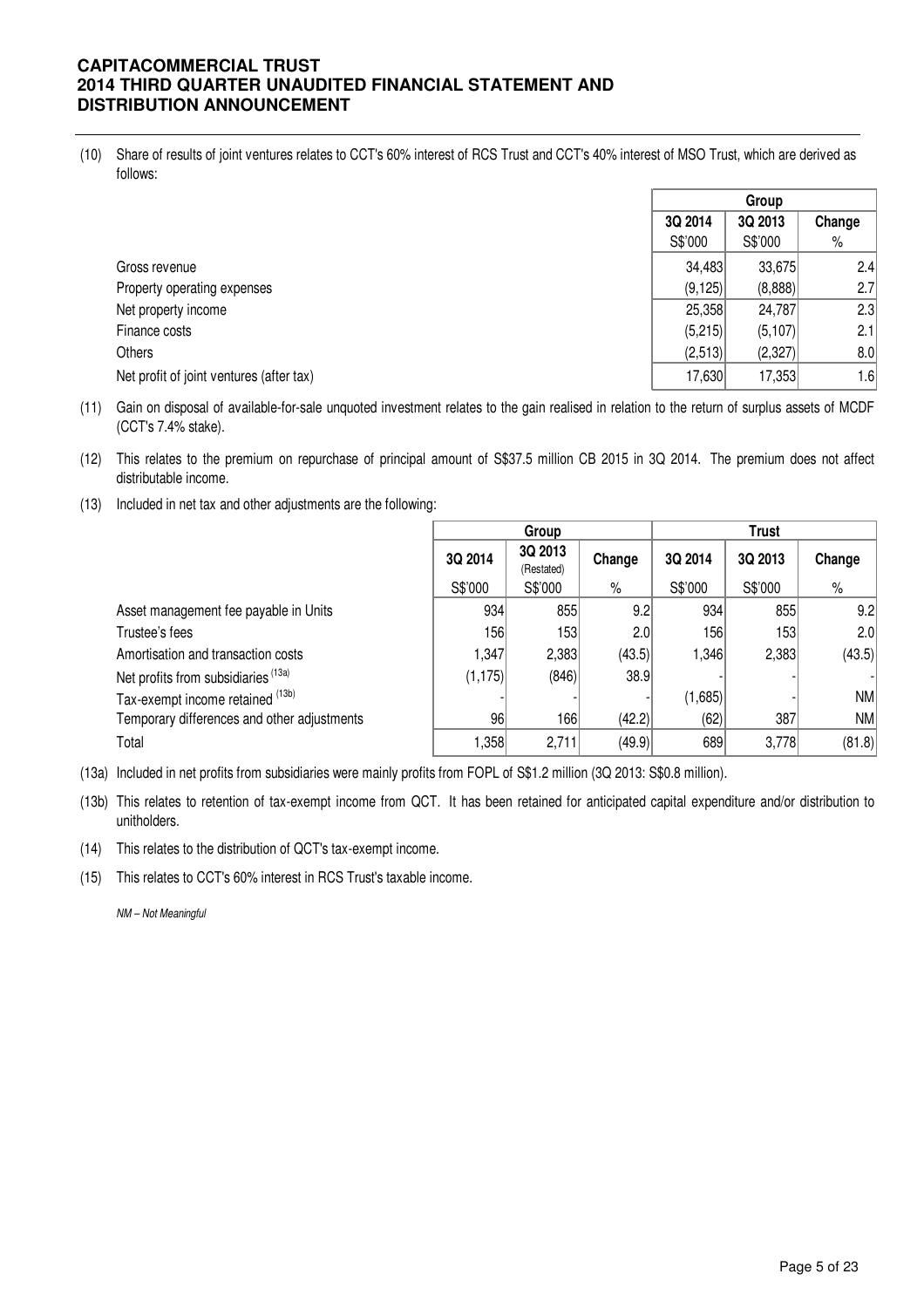(10) Share of results of joint ventures relates to CCT's 60% interest of RCS Trust and CCT's 40% interest of MSO Trust, which are derived as follows:

| | Group | | |
|---|---|---|---|
| | 3Q 2014 | 3Q 2013 | Change |
| | S$'000 | S$'000 | % |
| Gross revenue | 34,483 | 33,675 | 2.4 |
| Property operating expenses | (9,125) | (8,888) | 2.7 |
| Net property income | 25,358 | 24,787 | 2.3 |
| Finance costs | (5,215) | (5,107) | 2.1 |
| Others | (2,513) | (2,327) | 8.0 |
| Net profit of joint ventures (after tax) | 17,630 | 17,353 | 1.6 |

(11) Gain on disposal of available-for-sale unquoted investment relates to the gain realised in relation to the return of surplus assets of MCDF (CCT's 7.4% stake).

(12) This relates to the premium on repurchase of principal amount of S$37.5 million CB 2015 in 3Q 2014. The premium does not affect distributable income.

(13) Included in net tax and other adjustments are the following:

| | Group | | | Trust | | |
|---|---|---|---|---|---|---|
| | 3Q 2014 | 3Q 2013 (Restated) | Change | 3Q 2014 | 3Q 2013 | Change |
| | S$'000 | S$'000 | % | S$'000 | S$'000 | % |
| Asset management fee payable in Units | 934 | 855 | 9.2 | 934 | 855 | 9.2 |
| Trustee's fees | 156 | 153 | 2.0 | 156 | 153 | 2.0 |
| Amortisation and transaction costs | 1,347 | 2,383 | (43.5) | 1,346 | 2,383 | (43.5) |
| Net profits from subsidiaries [13a] | (1,175) | (846) | 38.9 | - | - | - |
| Tax-exempt income retained [13b] | - | - | - | (1,685) | - | NM |
| Temporary differences and other adjustments | 96 | 166 | (42.2) | (62) | 387 | NM |
| Total | 1,358 | 2,711 | (49.9) | 689 | 3,778 | (81.8) |

(13a) Included in net profits from subsidiaries were mainly profits from FOPL of S$1.2 million (3Q 2013: S$0.8 million).

(13b) This relates to retention of tax-exempt income from QCT. It has been retained for anticipated capital expenditure and/or distribution to unitholders.

(14) This relates to the distribution of QCT's tax-exempt income.

(15) This relates to CCT's 60% interest in RCS Trust's taxable income.

*NM – Not Meaningful*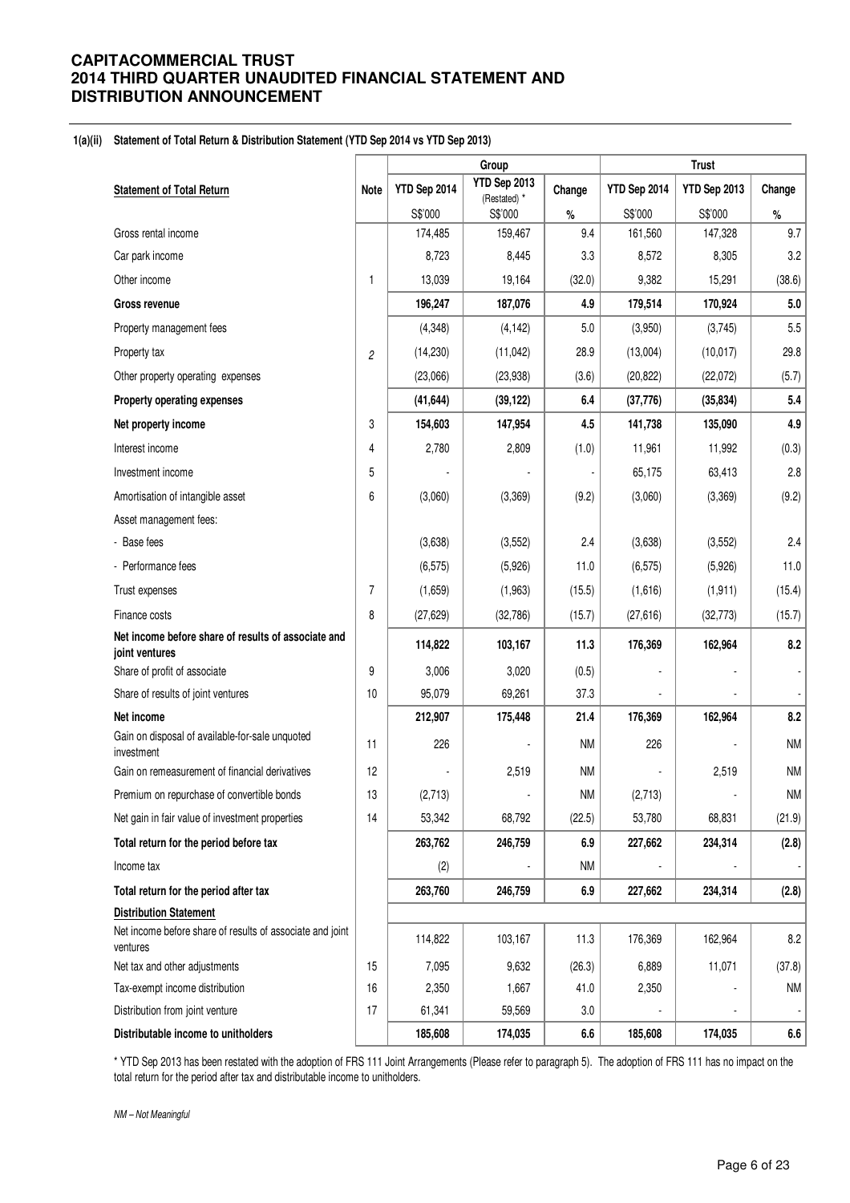# CAPITACOMMERCIAL TRUST
# 2014 THIRD QUARTER UNAUDITED FINANCIAL STATEMENT AND DISTRIBUTION ANNOUNCEMENT

**1(a)(ii) Statement of Total Return & Distribution Statement (YTD Sep 2014 vs YTD Sep 2013)**

| | | Group | | | Trust | | |
|---|---|---|---|---|---|---|---|
| **Statement of Total Return** | **Note** | **YTD Sep 2014** | **YTD Sep 2013** (Restated) * | **Change** | **YTD Sep 2014** | **YTD Sep 2013** | **Change** |
| | | S$'000 | S$'000 | % | S$'000 | S$'000 | % |
| Gross rental income | | 174,485 | 159,467 | 9.4 | 161,560 | 147,328 | 9.7 |
| Car park income | | 8,723 | 8,445 | 3.3 | 8,572 | 8,305 | 3.2 |
| Other income | 1 | 13,039 | 19,164 | (32.0) | 9,382 | 15,291 | (38.6) |
| **Gross revenue** | | **196,247** | **187,076** | **4.9** | **179,514** | **170,924** | **5.0** |
| Property management fees | | (4,348) | (4,142) | 5.0 | (3,950) | (3,745) | 5.5 |
| Property tax | 2 | (14,230) | (11,042) | 28.9 | (13,004) | (10,017) | 29.8 |
| Other property operating expenses | | (23,066) | (23,938) | (3.6) | (20,822) | (22,072) | (5.7) |
| **Property operating expenses** | | **(41,644)** | **(39,122)** | **6.4** | **(37,776)** | **(35,834)** | **5.4** |
| **Net property income** | 3 | **154,603** | **147,954** | **4.5** | **141,738** | **135,090** | **4.9** |
| Interest income | 4 | 2,780 | 2,809 | (1.0) | 11,961 | 11,992 | (0.3) |
| Investment income | 5 | - | - | - | 65,175 | 63,413 | 2.8 |
| Amortisation of intangible asset | 6 | (3,060) | (3,369) | (9.2) | (3,060) | (3,369) | (9.2) |
| Asset management fees: | | | | | | | |
| - Base fees | | (3,638) | (3,552) | 2.4 | (3,638) | (3,552) | 2.4 |
| - Performance fees | | (6,575) | (5,926) | 11.0 | (6,575) | (5,926) | 11.0 |
| Trust expenses | 7 | (1,659) | (1,963) | (15.5) | (1,616) | (1,911) | (15.4) |
| Finance costs | 8 | (27,629) | (32,786) | (15.7) | (27,616) | (32,773) | (15.7) |
| **Net income before share of results of associate and joint ventures** | | **114,822** | **103,167** | **11.3** | **176,369** | **162,964** | **8.2** |
| Share of profit of associate | 9 | 3,006 | 3,020 | (0.5) | - | - | - |
| Share of results of joint ventures | 10 | 95,079 | 69,261 | 37.3 | - | - | - |
| **Net income** | | **212,907** | **175,448** | **21.4** | **176,369** | **162,964** | **8.2** |
| Gain on disposal of available-for-sale unquoted investment | 11 | 226 | - | NM | 226 | - | NM |
| Gain on remeasurement of financial derivatives | 12 | - | 2,519 | NM | - | 2,519 | NM |
| Premium on repurchase of convertible bonds | 13 | (2,713) | - | NM | (2,713) | - | NM |
| Net gain in fair value of investment properties | 14 | 53,342 | 68,792 | (22.5) | 53,780 | 68,831 | (21.9) |
| **Total return for the period before tax** | | **263,762** | **246,759** | **6.9** | **227,662** | **234,314** | **(2.8)** |
| Income tax | | (2) | - | NM | - | - | - |
| **Total return for the period after tax** | | **263,760** | **246,759** | **6.9** | **227,662** | **234,314** | **(2.8)** |
| **Distribution Statement** | | | | | | | |
| Net income before share of results of associate and joint ventures | | 114,822 | 103,167 | 11.3 | 176,369 | 162,964 | 8.2 |
| Net tax and other adjustments | 15 | 7,095 | 9,632 | (26.3) | 6,889 | 11,071 | (37.8) |
| Tax-exempt income distribution | 16 | 2,350 | 1,667 | 41.0 | 2,350 | - | NM |
| Distribution from joint venture | 17 | 61,341 | 59,569 | 3.0 | - | - | - |
| **Distributable income to unitholders** | | **185,608** | **174,035** | **6.6** | **185,608** | **174,035** | **6.6** |

\* YTD Sep 2013 has been restated with the adoption of FRS 111 Joint Arrangements (Please refer to paragraph 5). The adoption of FRS 111 has no impact on the total return for the period after tax and distributable income to unitholders.

*NM – Not Meaningful*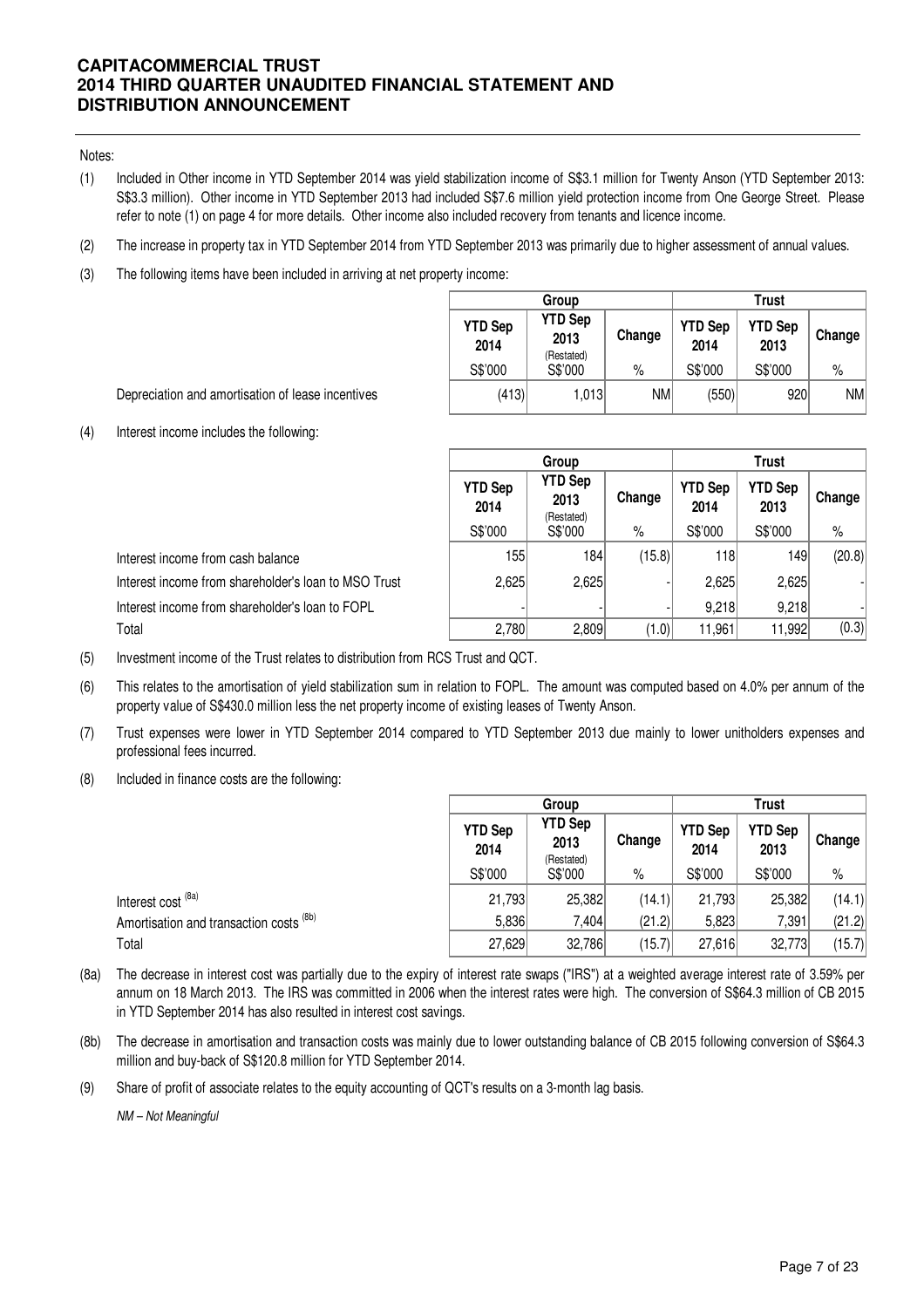Notes:

(1) Included in Other income in YTD September 2014 was yield stabilization income of S$3.1 million for Twenty Anson (YTD September 2013: S$3.3 million). Other income in YTD September 2013 had included S$7.6 million yield protection income from One George Street. Please refer to note (1) on page 4 for more details. Other income also included recovery from tenants and licence income.

(2) The increase in property tax in YTD September 2014 from YTD September 2013 was primarily due to higher assessment of annual values.

(3) The following items have been included in arriving at net property income:

| | Group | | | Trust | | |
|---|---|---|---|---|---|---|
| | YTD Sep 2014 | YTD Sep 2013 (Restated) | Change | YTD Sep 2014 | YTD Sep 2013 | Change |
| | S$'000 | S$'000 | % | S$'000 | S$'000 | % |
| Depreciation and amortisation of lease incentives | (413) | 1,013 | NM | (550) | 920 | NM |

(4) Interest income includes the following:

| | Group | | | Trust | | |
|---|---|---|---|---|---|---|
| | YTD Sep 2014 | YTD Sep 2013 (Restated) | Change | YTD Sep 2014 | YTD Sep 2013 | Change |
| | S$'000 | S$'000 | % | S$'000 | S$'000 | % |
| Interest income from cash balance | 155 | 184 | (15.8) | 118 | 149 | (20.8) |
| Interest income from shareholder's loan to MSO Trust | 2,625 | 2,625 | - | 2,625 | 2,625 | - |
| Interest income from shareholder's loan to FOPL | - | - | - | 9,218 | 9,218 | - |
| Total | 2,780 | 2,809 | (1.0) | 11,961 | 11,992 | (0.3) |

(5) Investment income of the Trust relates to distribution from RCS Trust and QCT.

(6) This relates to the amortisation of yield stabilization sum in relation to FOPL. The amount was computed based on 4.0% per annum of the property value of S$430.0 million less the net property income of existing leases of Twenty Anson.

(7) Trust expenses were lower in YTD September 2014 compared to YTD September 2013 due mainly to lower unitholders expenses and professional fees incurred.

(8) Included in finance costs are the following:

| | Group | | | Trust | | |
|---|---|---|---|---|---|---|
| | YTD Sep 2014 | YTD Sep 2013 (Restated) | Change | YTD Sep 2014 | YTD Sep 2013 | Change |
| | S$'000 | S$'000 | % | S$'000 | S$'000 | % |
| Interest cost (8a) | 21,793 | 25,382 | (14.1) | 21,793 | 25,382 | (14.1) |
| Amortisation and transaction costs (8b) | 5,836 | 7,404 | (21.2) | 5,823 | 7,391 | (21.2) |
| Total | 27,629 | 32,786 | (15.7) | 27,616 | 32,773 | (15.7) |

(8a) The decrease in interest cost was partially due to the expiry of interest rate swaps ("IRS") at a weighted average interest rate of 3.59% per annum on 18 March 2013. The IRS was committed in 2006 when the interest rates were high. The conversion of S$64.3 million of CB 2015 in YTD September 2014 has also resulted in interest cost savings.

(8b) The decrease in amortisation and transaction costs was mainly due to lower outstanding balance of CB 2015 following conversion of S$64.3 million and buy-back of S$120.8 million for YTD September 2014.

(9) Share of profit of associate relates to the equity accounting of QCT's results on a 3-month lag basis.

*NM – Not Meaningful*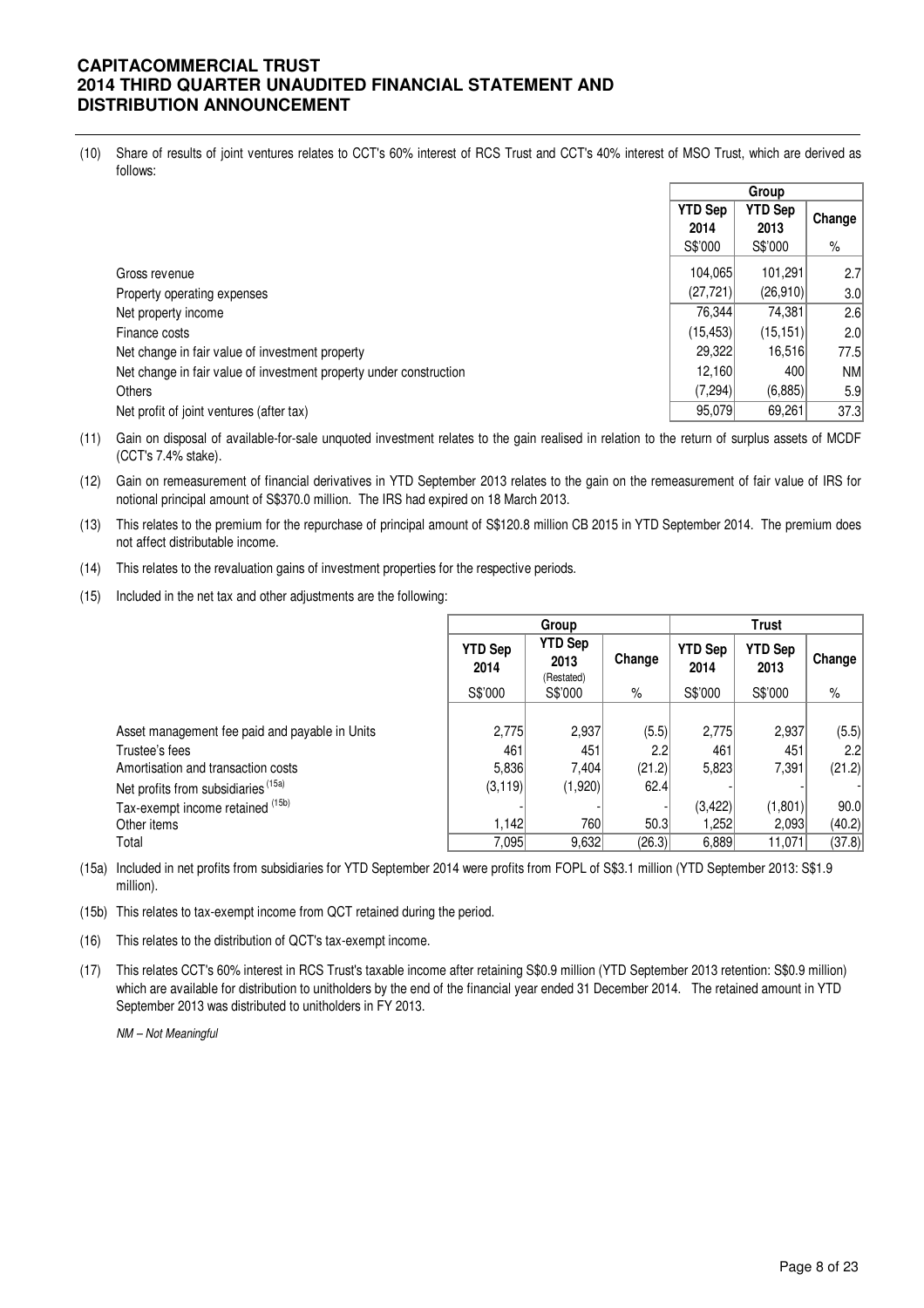(10) Share of results of joint ventures relates to CCT's 60% interest of RCS Trust and CCT's 40% interest of MSO Trust, which are derived as follows:

| | Group | | |
|---|---|---|---|
| | YTD Sep 2014 | YTD Sep 2013 | Change |
| | S$'000 | S$'000 | % |
| Gross revenue | 104,065 | 101,291 | 2.7 |
| Property operating expenses | (27,721) | (26,910) | 3.0 |
| Net property income | 76,344 | 74,381 | 2.6 |
| Finance costs | (15,453) | (15,151) | 2.0 |
| Net change in fair value of investment property | 29,322 | 16,516 | 77.5 |
| Net change in fair value of investment property under construction | 12,160 | 400 | NM |
| Others | (7,294) | (6,885) | 5.9 |
| Net profit of joint ventures (after tax) | 95,079 | 69,261 | 37.3 |

(11) Gain on disposal of available-for-sale unquoted investment relates to the gain realised in relation to the return of surplus assets of MCDF (CCT's 7.4% stake).

(12) Gain on remeasurement of financial derivatives in YTD September 2013 relates to the gain on the remeasurement of fair value of IRS for notional principal amount of S$370.0 million. The IRS had expired on 18 March 2013.

(13) This relates to the premium for the repurchase of principal amount of S$120.8 million CB 2015 in YTD September 2014. The premium does not affect distributable income.

(14) This relates to the revaluation gains of investment properties for the respective periods.

(15) Included in the net tax and other adjustments are the following:

| | Group | | | Trust | | |
|---|---|---|---|---|---|---|
| | YTD Sep 2014 | YTD Sep 2013 (Restated) | Change | YTD Sep 2014 | YTD Sep 2013 | Change |
| | S$'000 | S$'000 | % | S$'000 | S$'000 | % |
| Asset management fee paid and payable in Units | 2,775 | 2,937 | (5.5) | 2,775 | 2,937 | (5.5) |
| Trustee's fees | 461 | 451 | 2.2 | 461 | 451 | 2.2 |
| Amortisation and transaction costs | 5,836 | 7,404 | (21.2) | 5,823 | 7,391 | (21.2) |
| Net profits from subsidiaries [15a] | (3,119) | (1,920) | 62.4 | - | - | - |
| Tax-exempt income retained [15b] | - | - | - | (3,422) | (1,801) | 90.0 |
| Other items | 1,142 | 760 | 50.3 | 1,252 | 2,093 | (40.2) |
| Total | 7,095 | 9,632 | (26.3) | 6,889 | 11,071 | (37.8) |

(15a) Included in net profits from subsidiaries for YTD September 2014 were profits from FOPL of S$3.1 million (YTD September 2013: S$1.9 million).

(15b) This relates to tax-exempt income from QCT retained during the period.

(16) This relates to the distribution of QCT's tax-exempt income.

(17) This relates CCT's 60% interest in RCS Trust's taxable income after retaining S$0.9 million (YTD September 2013 retention: S$0.9 million) which are available for distribution to unitholders by the end of the financial year ended 31 December 2014. The retained amount in YTD September 2013 was distributed to unitholders in FY 2013.

*NM – Not Meaningful*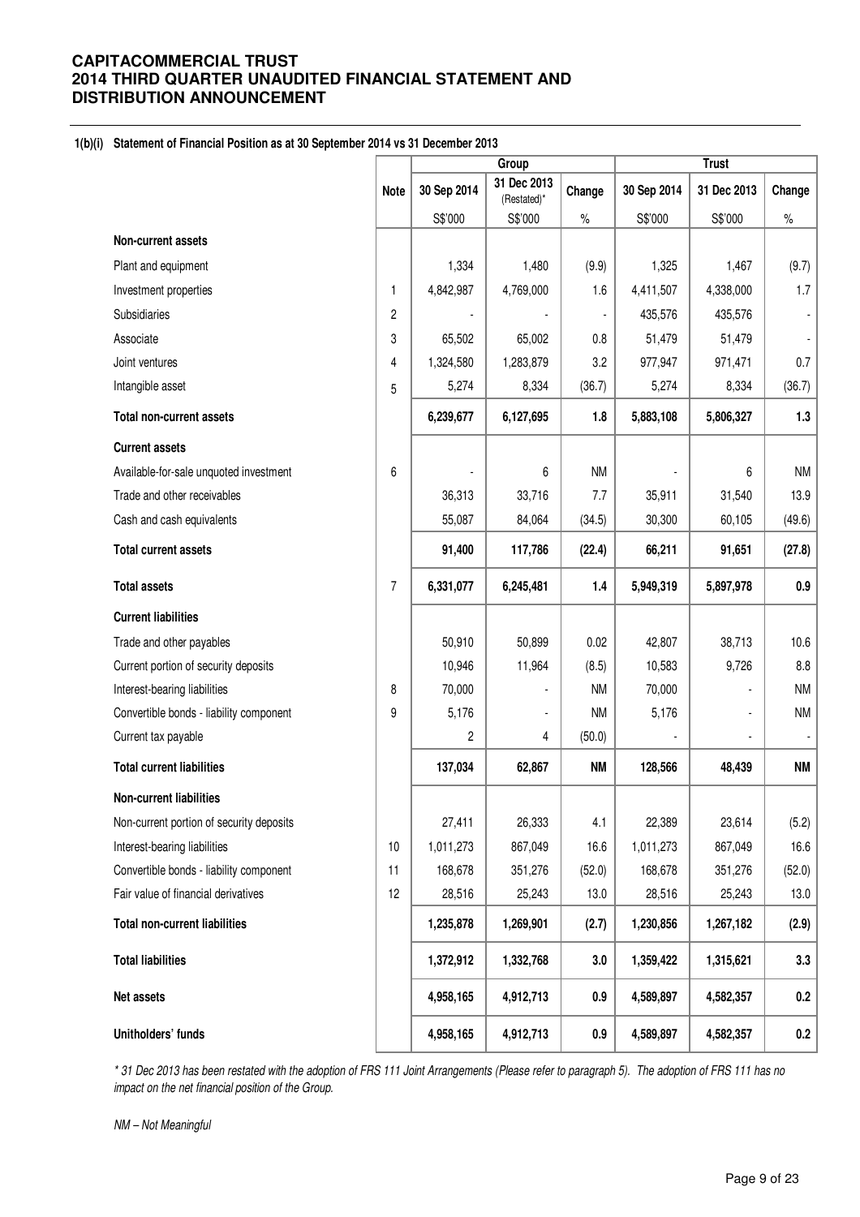**CAPITACOMMERCIAL TRUST**
**2014 THIRD QUARTER UNAUDITED FINANCIAL STATEMENT AND DISTRIBUTION ANNOUNCEMENT**

**1(b)(i) Statement of Financial Position as at 30 September 2014 vs 31 December 2013**

| | Note | Group | | | Trust | | |
|---|---|---|---|---|---|---|---|
| | | 30 Sep 2014 | 31 Dec 2013 (Restated)* | Change | 30 Sep 2014 | 31 Dec 2013 | Change |
| | | S$'000 | S$'000 | % | S$'000 | S$'000 | % |
| **Non-current assets** | | | | | | | |
| Plant and equipment | | 1,334 | 1,480 | (9.9) | 1,325 | 1,467 | (9.7) |
| Investment properties | 1 | 4,842,987 | 4,769,000 | 1.6 | 4,411,507 | 4,338,000 | 1.7 |
| Subsidiaries | 2 | - | - | - | 435,576 | 435,576 | - |
| Associate | 3 | 65,502 | 65,002 | 0.8 | 51,479 | 51,479 | - |
| Joint ventures | 4 | 1,324,580 | 1,283,879 | 3.2 | 977,947 | 971,471 | 0.7 |
| Intangible asset | 5 | 5,274 | 8,334 | (36.7) | 5,274 | 8,334 | (36.7) |
| **Total non-current assets** | | **6,239,677** | **6,127,695** | **1.8** | **5,883,108** | **5,806,327** | **1.3** |
| **Current assets** | | | | | | | |
| Available-for-sale unquoted investment | 6 | - | 6 | NM | - | 6 | NM |
| Trade and other receivables | | 36,313 | 33,716 | 7.7 | 35,911 | 31,540 | 13.9 |
| Cash and cash equivalents | | 55,087 | 84,064 | (34.5) | 30,300 | 60,105 | (49.6) |
| **Total current assets** | | **91,400** | **117,786** | **(22.4)** | **66,211** | **91,651** | **(27.8)** |
| **Total assets** | 7 | **6,331,077** | **6,245,481** | **1.4** | **5,949,319** | **5,897,978** | **0.9** |
| **Current liabilities** | | | | | | | |
| Trade and other payables | | 50,910 | 50,899 | 0.02 | 42,807 | 38,713 | 10.6 |
| Current portion of security deposits | | 10,946 | 11,964 | (8.5) | 10,583 | 9,726 | 8.8 |
| Interest-bearing liabilities | 8 | 70,000 | - | NM | 70,000 | - | NM |
| Convertible bonds - liability component | 9 | 5,176 | - | NM | 5,176 | - | NM |
| Current tax payable | | 2 | 4 | (50.0) | - | - | - |
| **Total current liabilities** | | **137,034** | **62,867** | **NM** | **128,566** | **48,439** | **NM** |
| **Non-current liabilities** | | | | | | | |
| Non-current portion of security deposits | | 27,411 | 26,333 | 4.1 | 22,389 | 23,614 | (5.2) |
| Interest-bearing liabilities | 10 | 1,011,273 | 867,049 | 16.6 | 1,011,273 | 867,049 | 16.6 |
| Convertible bonds - liability component | 11 | 168,678 | 351,276 | (52.0) | 168,678 | 351,276 | (52.0) |
| Fair value of financial derivatives | 12 | 28,516 | 25,243 | 13.0 | 28,516 | 25,243 | 13.0 |
| **Total non-current liabilities** | | **1,235,878** | **1,269,901** | **(2.7)** | **1,230,856** | **1,267,182** | **(2.9)** |
| **Total liabilities** | | **1,372,912** | **1,332,768** | **3.0** | **1,359,422** | **1,315,621** | **3.3** |
| **Net assets** | | **4,958,165** | **4,912,713** | **0.9** | **4,589,897** | **4,582,357** | **0.2** |
| **Unitholders' funds** | | **4,958,165** | **4,912,713** | **0.9** | **4,589,897** | **4,582,357** | **0.2** |

*\* 31 Dec 2013 has been restated with the adoption of FRS 111 Joint Arrangements (Please refer to paragraph 5). The adoption of FRS 111 has no impact on the net financial position of the Group.*

*NM – Not Meaningful*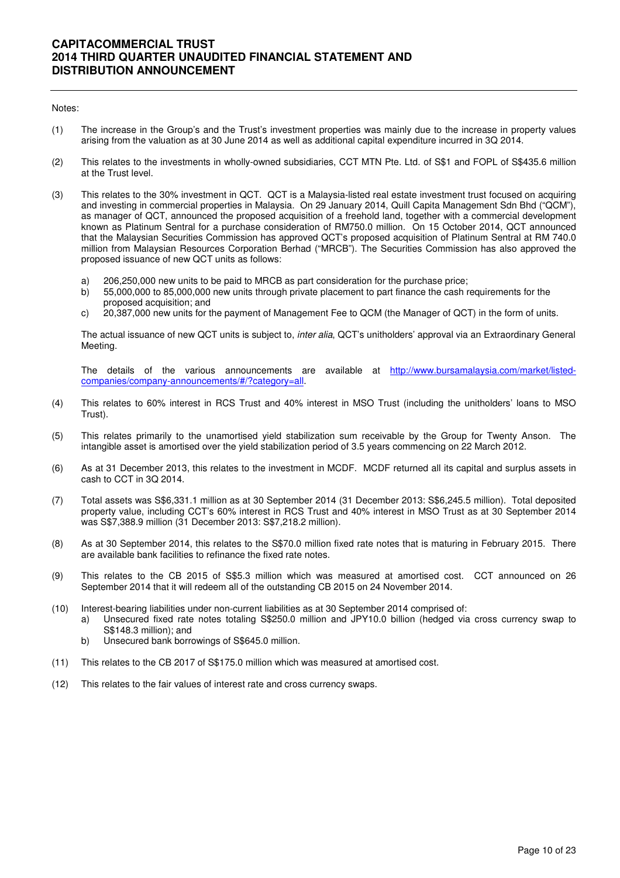Notes:

(1) The increase in the Group's and the Trust's investment properties was mainly due to the increase in property values arising from the valuation as at 30 June 2014 as well as additional capital expenditure incurred in 3Q 2014.

(2) This relates to the investments in wholly-owned subsidiaries, CCT MTN Pte. Ltd. of S$1 and FOPL of S$435.6 million at the Trust level.

(3) This relates to the 30% investment in QCT. QCT is a Malaysia-listed real estate investment trust focused on acquiring and investing in commercial properties in Malaysia. On 29 January 2014, Quill Capita Management Sdn Bhd ("QCM"), as manager of QCT, announced the proposed acquisition of a freehold land, together with a commercial development known as Platinum Sentral for a purchase consideration of RM750.0 million. On 15 October 2014, QCT announced that the Malaysian Securities Commission has approved QCT's proposed acquisition of Platinum Sentral at RM 740.0 million from Malaysian Resources Corporation Berhad ("MRCB"). The Securities Commission has also approved the proposed issuance of new QCT units as follows:

   a) 206,250,000 new units to be paid to MRCB as part consideration for the purchase price;
   b) 55,000,000 to 85,000,000 new units through private placement to part finance the cash requirements for the proposed acquisition; and
   c) 20,387,000 new units for the payment of Management Fee to QCM (the Manager of QCT) in the form of units.

   The actual issuance of new QCT units is subject to, *inter alia*, QCT's unitholders' approval via an Extraordinary General Meeting.

   The details of the various announcements are available at [http://www.bursamalaysia.com/market/listed-companies/company-announcements/#/?category=all](http://www.bursamalaysia.com/market/listed-companies/company-announcements/#/?category=all).

(4) This relates to 60% interest in RCS Trust and 40% interest in MSO Trust (including the unitholders' loans to MSO Trust).

(5) This relates primarily to the unamortised yield stabilization sum receivable by the Group for Twenty Anson. The intangible asset is amortised over the yield stabilization period of 3.5 years commencing on 22 March 2012.

(6) As at 31 December 2013, this relates to the investment in MCDF. MCDF returned all its capital and surplus assets in cash to CCT in 3Q 2014.

(7) Total assets was S$6,331.1 million as at 30 September 2014 (31 December 2013: S$6,245.5 million). Total deposited property value, including CCT's 60% interest in RCS Trust and 40% interest in MSO Trust as at 30 September 2014 was S$7,388.9 million (31 December 2013: S$7,218.2 million).

(8) As at 30 September 2014, this relates to the S$70.0 million fixed rate notes that is maturing in February 2015. There are available bank facilities to refinance the fixed rate notes.

(9) This relates to the CB 2015 of S$5.3 million which was measured at amortised cost. CCT announced on 26 September 2014 that it will redeem all of the outstanding CB 2015 on 24 November 2014.

(10) Interest-bearing liabilities under non-current liabilities as at 30 September 2014 comprised of:
   a) Unsecured fixed rate notes totaling S$250.0 million and JPY10.0 billion (hedged via cross currency swap to S$148.3 million); and
   b) Unsecured bank borrowings of S$645.0 million.

(11) This relates to the CB 2017 of S$175.0 million which was measured at amortised cost.

(12) This relates to the fair values of interest rate and cross currency swaps.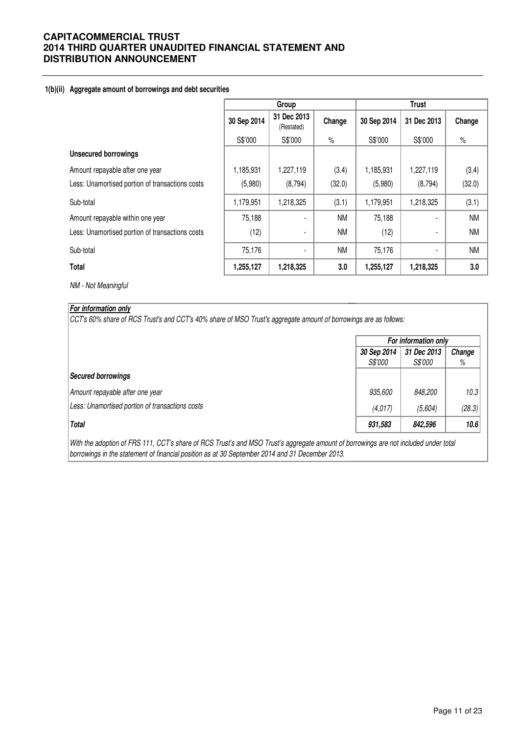#### 1(b)(ii) Aggregate amount of borrowings and debt securities

| | Group | | | Trust | | |
|---|---|---|---|---|---|---|
| | 30 Sep 2014 | 31 Dec 2013 (Restated) | Change | 30 Sep 2014 | 31 Dec 2013 | Change |
| | S$'000 | S$'000 | % | S$'000 | S$'000 | % |
| **Unsecured borrowings** | | | | | | |
| Amount repayable after one year | 1,185,931 | 1,227,119 | (3.4) | 1,185,931 | 1,227,119 | (3.4) |
| Less: Unamortised portion of transactions costs | (5,980) | (8,794) | (32.0) | (5,980) | (8,794) | (32.0) |
| Sub-total | 1,179,951 | 1,218,325 | (3.1) | 1,179,951 | 1,218,325 | (3.1) |
| Amount repayable within one year | 75,188 | - | NM | 75,188 | - | NM |
| Less: Unamortised portion of transactions costs | (12) | - | NM | (12) | - | NM |
| Sub-total | 75,176 | - | NM | 75,176 | - | NM |
| **Total** | **1,255,127** | **1,218,325** | **3.0** | **1,255,127** | **1,218,325** | **3.0** |

*NM - Not Meaningful*

***For information only***

*CCT's 60% share of RCS Trust's and CCT's 40% share of MSO Trust's aggregate amount of borrowings are as follows:*

| | *For information only* | | |
|---|---|---|---|
| | *30 Sep 2014 S$'000* | *31 Dec 2013 S$'000* | *Change %* |
| ***Secured borrowings*** | | | |
| *Amount repayable after one year* | *935,600* | *848,200* | *10.3* |
| *Less: Unamortised portion of transactions costs* | *(4,017)* | *(5,604)* | *(28.3)* |
| ***Total*** | ***931,583*** | ***842,596*** | ***10.6*** |

*With the adoption of FRS 111, CCT's share of RCS Trust's and MSO Trust's aggregate amount of borrowings are not included under total borrowings in the statement of financial position as at 30 September 2014 and 31 December 2013.*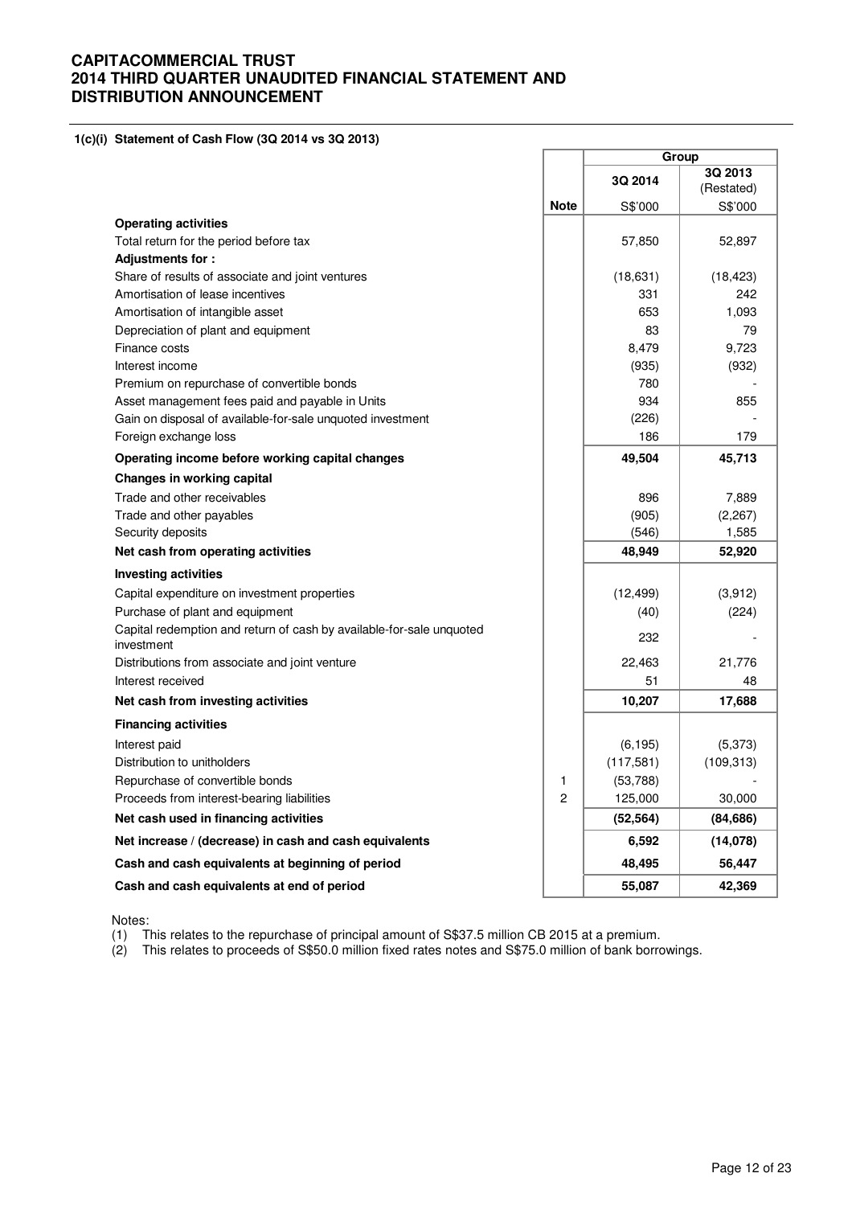# CAPITACOMMERCIAL TRUST
# 2014 THIRD QUARTER UNAUDITED FINANCIAL STATEMENT AND DISTRIBUTION ANNOUNCEMENT

### 1(c)(i) Statement of Cash Flow (3Q 2014 vs 3Q 2013)

| | | Group | |
|---|---|---|---|
| | | 3Q 2014 | 3Q 2013 (Restated) |
| | Note | S$'000 | S$'000 |
| **Operating activities** | | | |
| Total return for the period before tax | | 57,850 | 52,897 |
| **Adjustments for :** | | | |
| Share of results of associate and joint ventures | | (18,631) | (18,423) |
| Amortisation of lease incentives | | 331 | 242 |
| Amortisation of intangible asset | | 653 | 1,093 |
| Depreciation of plant and equipment | | 83 | 79 |
| Finance costs | | 8,479 | 9,723 |
| Interest income | | (935) | (932) |
| Premium on repurchase of convertible bonds | | 780 | - |
| Asset management fees paid and payable in Units | | 934 | 855 |
| Gain on disposal of available-for-sale unquoted investment | | (226) | - |
| Foreign exchange loss | | 186 | 179 |
| **Operating income before working capital changes** | | **49,504** | **45,713** |
| **Changes in working capital** | | | |
| Trade and other receivables | | 896 | 7,889 |
| Trade and other payables | | (905) | (2,267) |
| Security deposits | | (546) | 1,585 |
| **Net cash from operating activities** | | **48,949** | **52,920** |
| **Investing activities** | | | |
| Capital expenditure on investment properties | | (12,499) | (3,912) |
| Purchase of plant and equipment | | (40) | (224) |
| Capital redemption and return of cash by available-for-sale unquoted investment | | 232 | - |
| Distributions from associate and joint venture | | 22,463 | 21,776 |
| Interest received | | 51 | 48 |
| **Net cash from investing activities** | | **10,207** | **17,688** |
| **Financing activities** | | | |
| Interest paid | | (6,195) | (5,373) |
| Distribution to unitholders | | (117,581) | (109,313) |
| Repurchase of convertible bonds | 1 | (53,788) | - |
| Proceeds from interest-bearing liabilities | 2 | 125,000 | 30,000 |
| **Net cash used in financing activities** | | **(52,564)** | **(84,686)** |
| **Net increase / (decrease) in cash and cash equivalents** | | **6,592** | **(14,078)** |
| **Cash and cash equivalents at beginning of period** | | **48,495** | **56,447** |
| **Cash and cash equivalents at end of period** | | **55,087** | **42,369** |

Notes:
(1) This relates to the repurchase of principal amount of S$37.5 million CB 2015 at a premium.
(2) This relates to proceeds of S$50.0 million fixed rates notes and S$75.0 million of bank borrowings.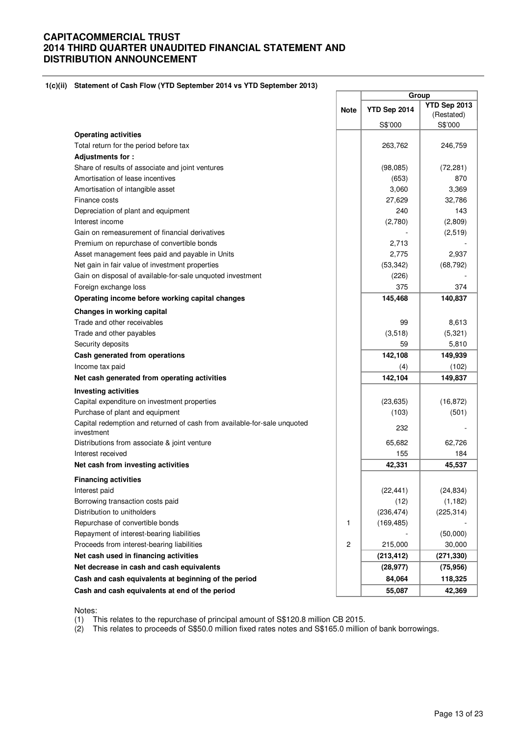# CAPITACOMMERCIAL TRUST
# 2014 THIRD QUARTER UNAUDITED FINANCIAL STATEMENT AND DISTRIBUTION ANNOUNCEMENT

**1(c)(ii) Statement of Cash Flow (YTD September 2014 vs YTD September 2013)**

| | Note | Group | |
|---|---|---|---|
| | | YTD Sep 2014 | YTD Sep 2013 (Restated) |
| | | S$'000 | S$'000 |
| **Operating activities** | | | |
| Total return for the period before tax | | 263,762 | 246,759 |
| **Adjustments for :** | | | |
| Share of results of associate and joint ventures | | (98,085) | (72,281) |
| Amortisation of lease incentives | | (653) | 870 |
| Amortisation of intangible asset | | 3,060 | 3,369 |
| Finance costs | | 27,629 | 32,786 |
| Depreciation of plant and equipment | | 240 | 143 |
| Interest income | | (2,780) | (2,809) |
| Gain on remeasurement of financial derivatives | | - | (2,519) |
| Premium on repurchase of convertible bonds | | 2,713 | - |
| Asset management fees paid and payable in Units | | 2,775 | 2,937 |
| Net gain in fair value of investment properties | | (53,342) | (68,792) |
| Gain on disposal of available-for-sale unquoted investment | | (226) | - |
| Foreign exchange loss | | 375 | 374 |
| **Operating income before working capital changes** | | **145,468** | **140,837** |
| **Changes in working capital** | | | |
| Trade and other receivables | | 99 | 8,613 |
| Trade and other payables | | (3,518) | (5,321) |
| Security deposits | | 59 | 5,810 |
| **Cash generated from operations** | | **142,108** | **149,939** |
| Income tax paid | | (4) | (102) |
| **Net cash generated from operating activities** | | **142,104** | **149,837** |
| **Investing activities** | | | |
| Capital expenditure on investment properties | | (23,635) | (16,872) |
| Purchase of plant and equipment | | (103) | (501) |
| Capital redemption and returned of cash from available-for-sale unquoted investment | | 232 | - |
| Distributions from associate & joint venture | | 65,682 | 62,726 |
| Interest received | | 155 | 184 |
| **Net cash from investing activities** | | **42,331** | **45,537** |
| **Financing activities** | | | |
| Interest paid | | (22,441) | (24,834) |
| Borrowing transaction costs paid | | (12) | (1,182) |
| Distribution to unitholders | | (236,474) | (225,314) |
| Repurchase of convertible bonds | 1 | (169,485) | - |
| Repayment of interest-bearing liabilities | | - | (50,000) |
| Proceeds from interest-bearing liabilities | 2 | 215,000 | 30,000 |
| **Net cash used in financing activities** | | **(213,412)** | **(271,330)** |
| **Net decrease in cash and cash equivalents** | | **(28,977)** | **(75,956)** |
| **Cash and cash equivalents at beginning of the period** | | **84,064** | **118,325** |
| **Cash and cash equivalents at end of the period** | | **55,087** | **42,369** |

Notes:
(1) This relates to the repurchase of principal amount of S$120.8 million CB 2015.
(2) This relates to proceeds of S$50.0 million fixed rates notes and S$165.0 million of bank borrowings.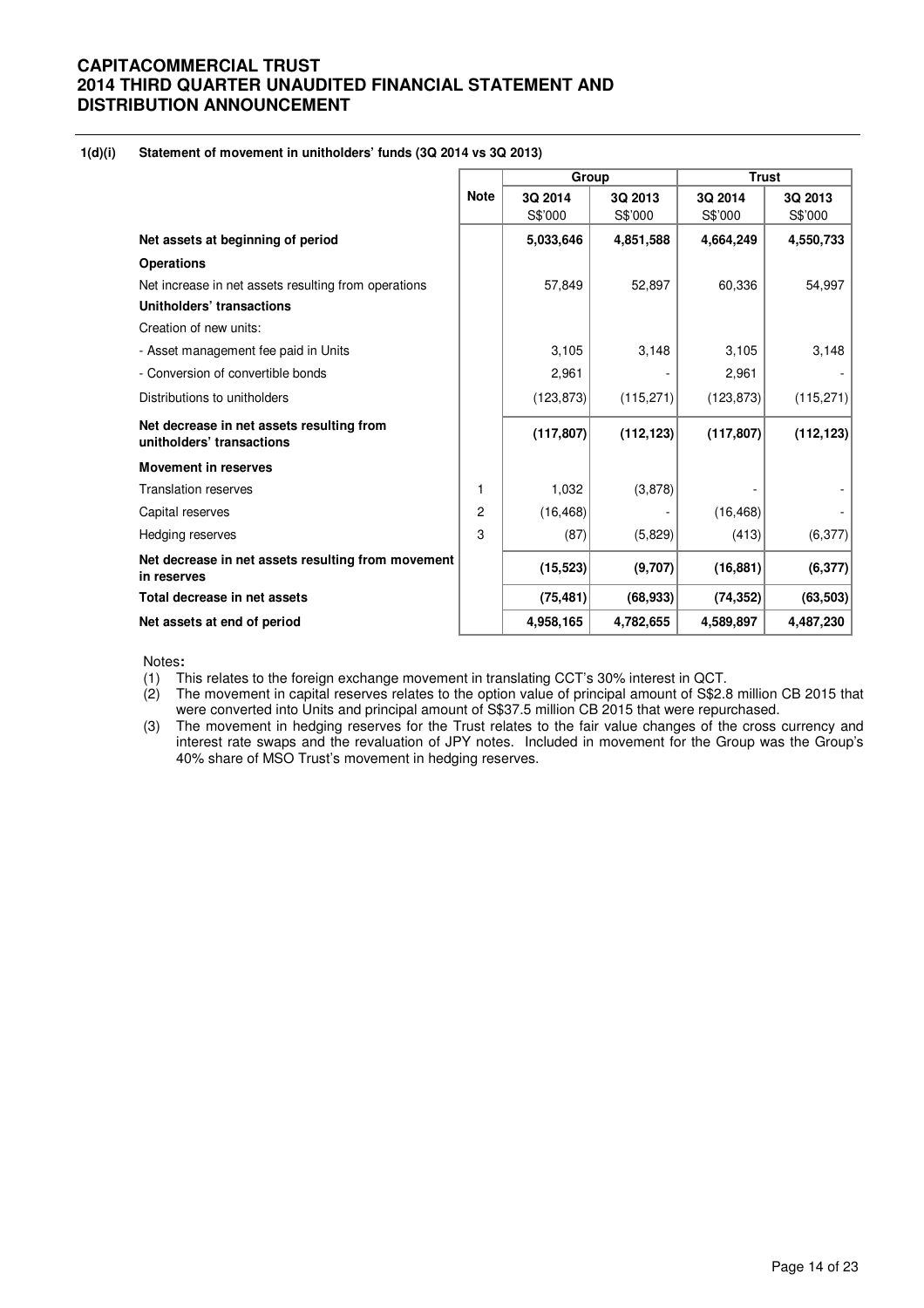# CAPITACOMMERCIAL TRUST
# 2014 THIRD QUARTER UNAUDITED FINANCIAL STATEMENT AND DISTRIBUTION ANNOUNCEMENT

**1(d)(i) Statement of movement in unitholders' funds (3Q 2014 vs 3Q 2013)**

| | Note | Group | | Trust | |
|---|---|---|---|---|---|
| | | 3Q 2014 S$'000 | 3Q 2013 S$'000 | 3Q 2014 S$'000 | 3Q 2013 S$'000 |
| **Net assets at beginning of period** | | **5,033,646** | **4,851,588** | **4,664,249** | **4,550,733** |
| **Operations** | | | | | |
| Net increase in net assets resulting from operations | | 57,849 | 52,897 | 60,336 | 54,997 |
| **Unitholders' transactions** | | | | | |
| Creation of new units: | | | | | |
| - Asset management fee paid in Units | | 3,105 | 3,148 | 3,105 | 3,148 |
| - Conversion of convertible bonds | | 2,961 | - | 2,961 | - |
| Distributions to unitholders | | (123,873) | (115,271) | (123,873) | (115,271) |
| **Net decrease in net assets resulting from unitholders' transactions** | | **(117,807)** | **(112,123)** | **(117,807)** | **(112,123)** |
| **Movement in reserves** | | | | | |
| Translation reserves | 1 | 1,032 | (3,878) | - | - |
| Capital reserves | 2 | (16,468) | - | (16,468) | - |
| Hedging reserves | 3 | (87) | (5,829) | (413) | (6,377) |
| **Net decrease in net assets resulting from movement in reserves** | | **(15,523)** | **(9,707)** | **(16,881)** | **(6,377)** |
| **Total decrease in net assets** | | **(75,481)** | **(68,933)** | **(74,352)** | **(63,503)** |
| **Net assets at end of period** | | **4,958,165** | **4,782,655** | **4,589,897** | **4,487,230** |

Notes**:**

(1) This relates to the foreign exchange movement in translating CCT's 30% interest in QCT.

(2) The movement in capital reserves relates to the option value of principal amount of S$2.8 million CB 2015 that were converted into Units and principal amount of S$37.5 million CB 2015 that were repurchased.

(3) The movement in hedging reserves for the Trust relates to the fair value changes of the cross currency and interest rate swaps and the revaluation of JPY notes. Included in movement for the Group was the Group's 40% share of MSO Trust's movement in hedging reserves.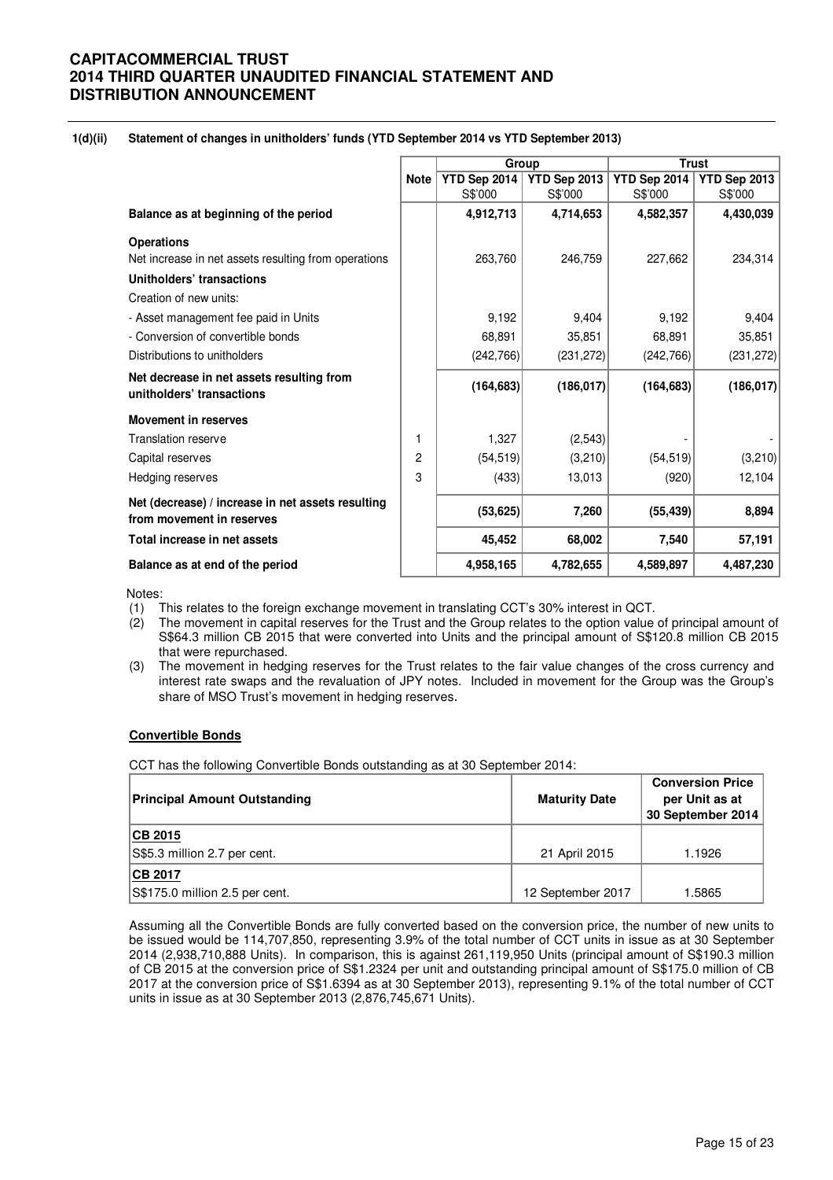**1(d)(ii) Statement of changes in unitholders' funds (YTD September 2014 vs YTD September 2013)**

| | Note | Group | | Trust | |
|---|---|---|---|---|---|
| | | YTD Sep 2014 S$'000 | YTD Sep 2013 S$'000 | YTD Sep 2014 S$'000 | YTD Sep 2013 S$'000 |
| **Balance as at beginning of the period** | | **4,912,713** | **4,714,653** | **4,582,357** | **4,430,039** |
| **Operations** | | | | | |
| Net increase in net assets resulting from operations | | 263,760 | 246,759 | 227,662 | 234,314 |
| **Unitholders' transactions** | | | | | |
| Creation of new units: | | | | | |
| - Asset management fee paid in Units | | 9,192 | 9,404 | 9,192 | 9,404 |
| - Conversion of convertible bonds | | 68,891 | 35,851 | 68,891 | 35,851 |
| Distributions to unitholders | | (242,766) | (231,272) | (242,766) | (231,272) |
| **Net decrease in net assets resulting from unitholders' transactions** | | **(164,683)** | **(186,017)** | **(164,683)** | **(186,017)** |
| **Movement in reserves** | | | | | |
| Translation reserve | 1 | 1,327 | (2,543) | - | - |
| Capital reserves | 2 | (54,519) | (3,210) | (54,519) | (3,210) |
| Hedging reserves | 3 | (433) | 13,013 | (920) | 12,104 |
| **Net (decrease) / increase in net assets resulting from movement in reserves** | | **(53,625)** | **7,260** | **(55,439)** | **8,894** |
| **Total increase in net assets** | | **45,452** | **68,002** | **7,540** | **57,191** |
| **Balance as at end of the period** | | **4,958,165** | **4,782,655** | **4,589,897** | **4,487,230** |

Notes:

(1) This relates to the foreign exchange movement in translating CCT's 30% interest in QCT.

(2) The movement in capital reserves for the Trust and the Group relates to the option value of principal amount of S$64.3 million CB 2015 that were converted into Units and the principal amount of S$120.8 million CB 2015 that were repurchased.

(3) The movement in hedging reserves for the Trust relates to the fair value changes of the cross currency and interest rate swaps and the revaluation of JPY notes. Included in movement for the Group was the Group's share of MSO Trust's movement in hedging reserves.

**Convertible Bonds**

CCT has the following Convertible Bonds outstanding as at 30 September 2014:

| Principal Amount Outstanding | Maturity Date | Conversion Price per Unit as at 30 September 2014 |
|---|---|---|
| **CB 2015** | | |
| S$5.3 million 2.7 per cent. | 21 April 2015 | 1.1926 |
| **CB 2017** | | |
| S$175.0 million 2.5 per cent. | 12 September 2017 | 1.5865 |

Assuming all the Convertible Bonds are fully converted based on the conversion price, the number of new units to be issued would be 114,707,850, representing 3.9% of the total number of CCT units in issue as at 30 September 2014 (2,938,710,888 Units). In comparison, this is against 261,119,950 Units (principal amount of S$190.3 million of CB 2015 at the conversion price of S$1.2324 per unit and outstanding principal amount of S$175.0 million of CB 2017 at the conversion price of S$1.6394 as at 30 September 2013), representing 9.1% of the total number of CCT units in issue as at 30 September 2013 (2,876,745,671 Units).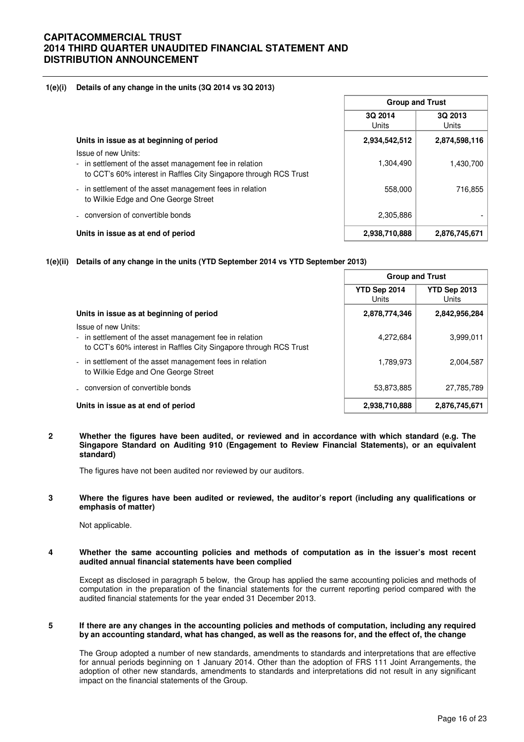**1(e)(i) Details of any change in the units (3Q 2014 vs 3Q 2013)**

| | Group and Trust | |
|---|---|---|
| | 3Q 2014<br>Units | 3Q 2013<br>Units |
| **Units in issue as at beginning of period** | **2,934,542,512** | **2,874,598,116** |
| Issue of new Units: | | |
| - in settlement of the asset management fee in relation to CCT's 60% interest in Raffles City Singapore through RCS Trust | 1,304,490 | 1,430,700 |
| - in settlement of the asset management fees in relation to Wilkie Edge and One George Street | 558,000 | 716,855 |
| - conversion of convertible bonds | 2,305,886 | - |
| **Units in issue as at end of period** | **2,938,710,888** | **2,876,745,671** |

**1(e)(ii) Details of any change in the units (YTD September 2014 vs YTD September 2013)**

| | Group and Trust | |
|---|---|---|
| | YTD Sep 2014<br>Units | YTD Sep 2013<br>Units |
| **Units in issue as at beginning of period** | **2,878,774,346** | **2,842,956,284** |
| Issue of new Units: | | |
| - in settlement of the asset management fee in relation to CCT's 60% interest in Raffles City Singapore through RCS Trust | 4,272,684 | 3,999,011 |
| - in settlement of the asset management fees in relation to Wilkie Edge and One George Street | 1,789,973 | 2,004,587 |
| - conversion of convertible bonds | 53,873,885 | 27,785,789 |
| **Units in issue as at end of period** | **2,938,710,888** | **2,876,745,671** |

**2 Whether the figures have been audited, or reviewed and in accordance with which standard (e.g. The Singapore Standard on Auditing 910 (Engagement to Review Financial Statements), or an equivalent standard)**

The figures have not been audited nor reviewed by our auditors.

**3 Where the figures have been audited or reviewed, the auditor's report (including any qualifications or emphasis of matter)**

Not applicable.

**4 Whether the same accounting policies and methods of computation as in the issuer's most recent audited annual financial statements have been complied**

Except as disclosed in paragraph 5 below, the Group has applied the same accounting policies and methods of computation in the preparation of the financial statements for the current reporting period compared with the audited financial statements for the year ended 31 December 2013.

**5 If there are any changes in the accounting policies and methods of computation, including any required by an accounting standard, what has changed, as well as the reasons for, and the effect of, the change**

The Group adopted a number of new standards, amendments to standards and interpretations that are effective for annual periods beginning on 1 January 2014. Other than the adoption of FRS 111 Joint Arrangements, the adoption of other new standards, amendments to standards and interpretations did not result in any significant impact on the financial statements of the Group.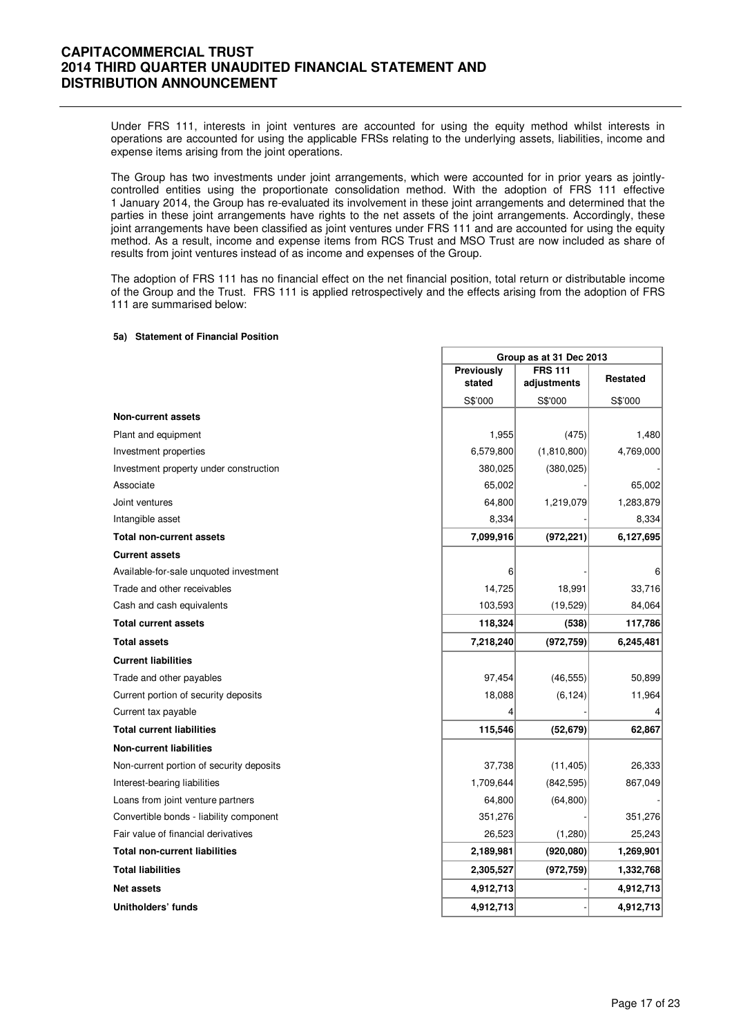Under FRS 111, interests in joint ventures are accounted for using the equity method whilst interests in operations are accounted for using the applicable FRSs relating to the underlying assets, liabilities, income and expense items arising from the joint operations.

The Group has two investments under joint arrangements, which were accounted for in prior years as jointly-controlled entities using the proportionate consolidation method. With the adoption of FRS 111 effective 1 January 2014, the Group has re-evaluated its involvement in these joint arrangements and determined that the parties in these joint arrangements have rights to the net assets of the joint arrangements. Accordingly, these joint arrangements have been classified as joint ventures under FRS 111 and are accounted for using the equity method. As a result, income and expense items from RCS Trust and MSO Trust are now included as share of results from joint ventures instead of as income and expenses of the Group.

The adoption of FRS 111 has no financial effect on the net financial position, total return or distributable income of the Group and the Trust. FRS 111 is applied retrospectively and the effects arising from the adoption of FRS 111 are summarised below:

**5a) Statement of Financial Position**

| | Group as at 31 Dec 2013 | | |
|---|---|---|---|
| | **Previously stated** | **FRS 111 adjustments** | **Restated** |
| | S$'000 | S$'000 | S$'000 |
| **Non-current assets** | | | |
| Plant and equipment | 1,955 | (475) | 1,480 |
| Investment properties | 6,579,800 | (1,810,800) | 4,769,000 |
| Investment property under construction | 380,025 | (380,025) | - |
| Associate | 65,002 | - | 65,002 |
| Joint ventures | 64,800 | 1,219,079 | 1,283,879 |
| Intangible asset | 8,334 | - | 8,334 |
| **Total non-current assets** | **7,099,916** | **(972,221)** | **6,127,695** |
| **Current assets** | | | |
| Available-for-sale unquoted investment | 6 | - | 6 |
| Trade and other receivables | 14,725 | 18,991 | 33,716 |
| Cash and cash equivalents | 103,593 | (19,529) | 84,064 |
| **Total current assets** | **118,324** | **(538)** | **117,786** |
| **Total assets** | **7,218,240** | **(972,759)** | **6,245,481** |
| **Current liabilities** | | | |
| Trade and other payables | 97,454 | (46,555) | 50,899 |
| Current portion of security deposits | 18,088 | (6,124) | 11,964 |
| Current tax payable | 4 | - | 4 |
| **Total current liabilities** | **115,546** | **(52,679)** | **62,867** |
| **Non-current liabilities** | | | |
| Non-current portion of security deposits | 37,738 | (11,405) | 26,333 |
| Interest-bearing liabilities | 1,709,644 | (842,595) | 867,049 |
| Loans from joint venture partners | 64,800 | (64,800) | - |
| Convertible bonds - liability component | 351,276 | - | 351,276 |
| Fair value of financial derivatives | 26,523 | (1,280) | 25,243 |
| **Total non-current liabilities** | **2,189,981** | **(920,080)** | **1,269,901** |
| **Total liabilities** | **2,305,527** | **(972,759)** | **1,332,768** |
| **Net assets** | **4,912,713** | - | **4,912,713** |
| **Unitholders' funds** | **4,912,713** | - | **4,912,713** |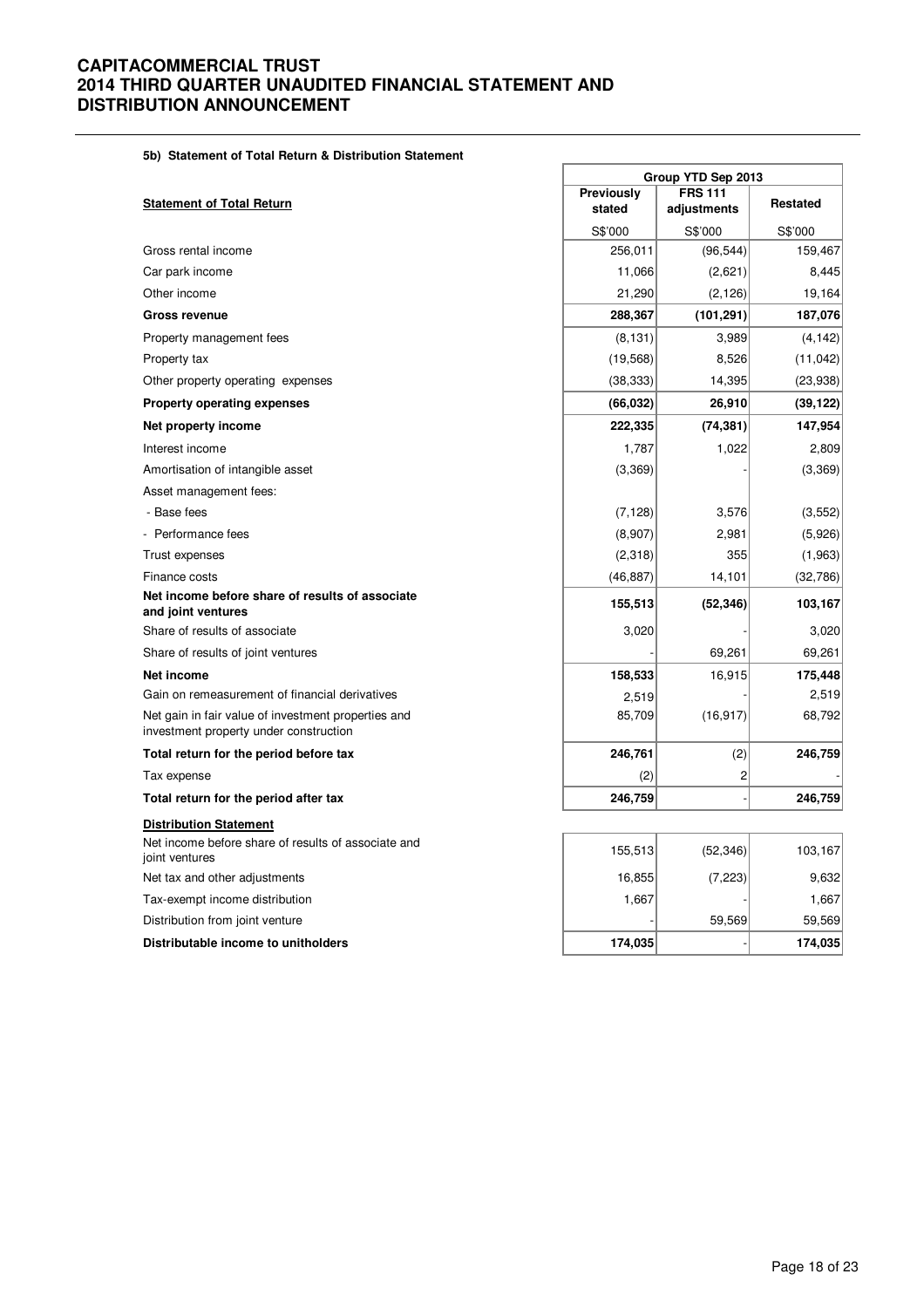#### 5b) Statement of Total Return & Distribution Statement

| Statement of Total Return | Group YTD Sep 2013 | | |
|---|---|---|---|
| | Previously stated | FRS 111 adjustments | Restated |
| | S$'000 | S$'000 | S$'000 |
| Gross rental income | 256,011 | (96,544) | 159,467 |
| Car park income | 11,066 | (2,621) | 8,445 |
| Other income | 21,290 | (2,126) | 19,164 |
| **Gross revenue** | **288,367** | **(101,291)** | **187,076** |
| Property management fees | (8,131) | 3,989 | (4,142) |
| Property tax | (19,568) | 8,526 | (11,042) |
| Other property operating expenses | (38,333) | 14,395 | (23,938) |
| **Property operating expenses** | **(66,032)** | **26,910** | **(39,122)** |
| **Net property income** | **222,335** | **(74,381)** | **147,954** |
| Interest income | 1,787 | 1,022 | 2,809 |
| Amortisation of intangible asset | (3,369) | - | (3,369) |
| Asset management fees: | | | |
| - Base fees | (7,128) | 3,576 | (3,552) |
| - Performance fees | (8,907) | 2,981 | (5,926) |
| Trust expenses | (2,318) | 355 | (1,963) |
| Finance costs | (46,887) | 14,101 | (32,786) |
| **Net income before share of results of associate and joint ventures** | **155,513** | **(52,346)** | **103,167** |
| Share of results of associate | 3,020 | - | 3,020 |
| Share of results of joint ventures | - | 69,261 | 69,261 |
| **Net income** | **158,533** | 16,915 | **175,448** |
| Gain on remeasurement of financial derivatives | 2,519 | - | 2,519 |
| Net gain in fair value of investment properties and investment property under construction | 85,709 | (16,917) | 68,792 |
| **Total return for the period before tax** | **246,761** | (2) | **246,759** |
| Tax expense | (2) | 2 | - |
| **Total return for the period after tax** | **246,759** | - | **246,759** |
| **Distribution Statement** | | | |
| Net income before share of results of associate and joint ventures | 155,513 | (52,346) | 103,167 |
| Net tax and other adjustments | 16,855 | (7,223) | 9,632 |
| Tax-exempt income distribution | 1,667 | - | 1,667 |
| Distribution from joint venture | - | 59,569 | 59,569 |
| **Distributable income to unitholders** | **174,035** | - | **174,035** |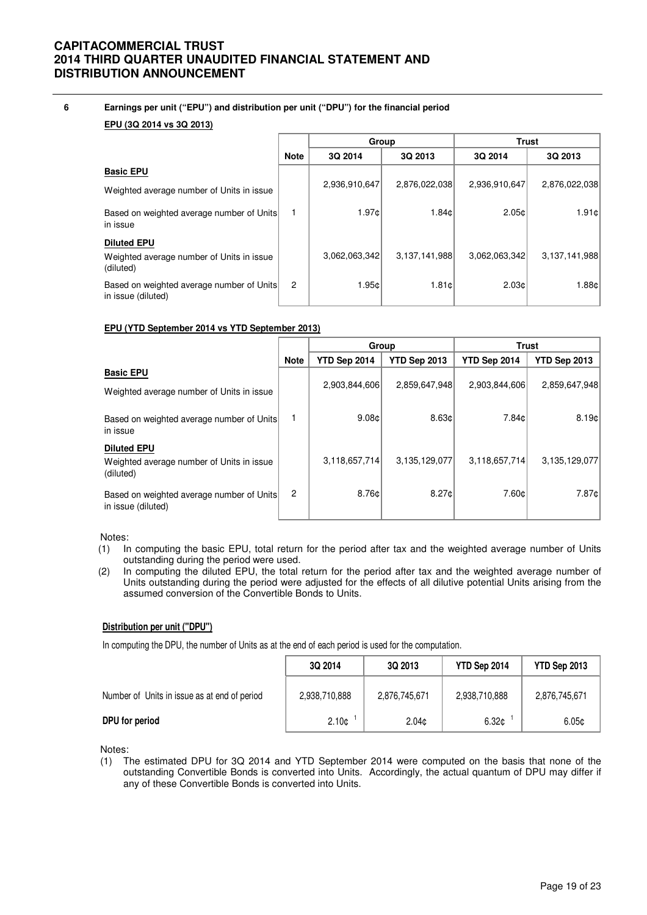## 6 Earnings per unit ("EPU") and distribution per unit ("DPU") for the financial period

**EPU (3Q 2014 vs 3Q 2013)**

| | Note | Group | | Trust | |
|---|---|---|---|---|---|
| | | 3Q 2014 | 3Q 2013 | 3Q 2014 | 3Q 2013 |
| **Basic EPU** | | | | | |
| Weighted average number of Units in issue | | 2,936,910,647 | 2,876,022,038 | 2,936,910,647 | 2,876,022,038 |
| Based on weighted average number of Units in issue | 1 | 1.97¢ | 1.84¢ | 2.05¢ | 1.91¢ |
| **Diluted EPU** | | | | | |
| Weighted average number of Units in issue (diluted) | | 3,062,063,342 | 3,137,141,988 | 3,062,063,342 | 3,137,141,988 |
| Based on weighted average number of Units in issue (diluted) | 2 | 1.95¢ | 1.81¢ | 2.03¢ | 1.88¢ |

**EPU (YTD September 2014 vs YTD September 2013)**

| | Note | Group | | Trust | |
|---|---|---|---|---|---|
| | | YTD Sep 2014 | YTD Sep 2013 | YTD Sep 2014 | YTD Sep 2013 |
| **Basic EPU** | | | | | |
| Weighted average number of Units in issue | | 2,903,844,606 | 2,859,647,948 | 2,903,844,606 | 2,859,647,948 |
| Based on weighted average number of Units in issue | 1 | 9.08¢ | 8.63¢ | 7.84¢ | 8.19¢ |
| **Diluted EPU** | | | | | |
| Weighted average number of Units in issue (diluted) | | 3,118,657,714 | 3,135,129,077 | 3,118,657,714 | 3,135,129,077 |
| Based on weighted average number of Units in issue (diluted) | 2 | 8.76¢ | 8.27¢ | 7.60¢ | 7.87¢ |

Notes:

(1) In computing the basic EPU, total return for the period after tax and the weighted average number of Units outstanding during the period were used.

(2) In computing the diluted EPU, the total return for the period after tax and the weighted average number of Units outstanding during the period were adjusted for the effects of all dilutive potential Units arising from the assumed conversion of the Convertible Bonds to Units.

**Distribution per unit ("DPU")**

In computing the DPU, the number of Units as at the end of each period is used for the computation.

| | 3Q 2014 | 3Q 2013 | YTD Sep 2014 | YTD Sep 2013 |
|---|---|---|---|---|
| Number of Units in issue as at end of period | 2,938,710,888 | 2,876,745,671 | 2,938,710,888 | 2,876,745,671 |
| **DPU for period** | 2.10¢ [1] | 2.04¢ | 6.32¢ [1] | 6.05¢ |

Notes:

(1) The estimated DPU for 3Q 2014 and YTD September 2014 were computed on the basis that none of the outstanding Convertible Bonds is converted into Units. Accordingly, the actual quantum of DPU may differ if any of these Convertible Bonds is converted into Units.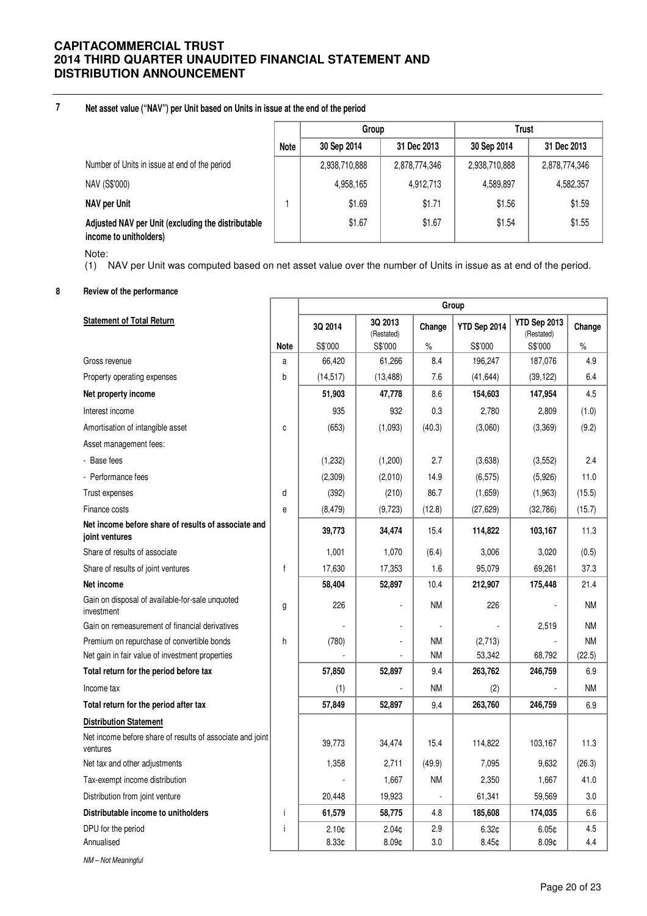## 7 Net asset value ("NAV") per Unit based on Units in issue at the end of the period

| | Note | Group | | Trust | |
|---|---|---|---|---|---|
| | | 30 Sep 2014 | 31 Dec 2013 | 30 Sep 2014 | 31 Dec 2013 |
| Number of Units in issue at end of the period | | 2,938,710,888 | 2,878,774,346 | 2,938,710,888 | 2,878,774,346 |
| NAV (S$'000) | | 4,958,165 | 4,912,713 | 4,589,897 | 4,582,357 |
| **NAV per Unit** | 1 | $1.69 | $1.71 | $1.56 | $1.59 |
| **Adjusted NAV per Unit (excluding the distributable income to unitholders)** | | $1.67 | $1.67 | $1.54 | $1.55 |

Note:

(1) NAV per Unit was computed based on net asset value over the number of Units in issue as at end of the period.

## 8 Review of the performance

| | | Group | | | | | |
|---|---|---|---|---|---|---|---|
| <u>Statement of Total Return</u> | | 3Q 2014 | 3Q 2013 (Restated) | Change | YTD Sep 2014 | YTD Sep 2013 (Restated) | Change |
| | Note | S$'000 | S$'000 | % | S$'000 | S$'000 | % |
| Gross revenue | a | 66,420 | 61,266 | 8.4 | 196,247 | 187,076 | 4.9 |
| Property operating expenses | b | (14,517) | (13,488) | 7.6 | (41,644) | (39,122) | 6.4 |
| **Net property income** | | **51,903** | **47,778** | **8.6** | **154,603** | **147,954** | **4.5** |
| Interest income | | 935 | 932 | 0.3 | 2,780 | 2,809 | (1.0) |
| Amortisation of intangible asset | c | (653) | (1,093) | (40.3) | (3,060) | (3,369) | (9.2) |
| Asset management fees: | | | | | | | |
| - Base fees | | (1,232) | (1,200) | 2.7 | (3,638) | (3,552) | 2.4 |
| - Performance fees | | (2,309) | (2,010) | 14.9 | (6,575) | (5,926) | 11.0 |
| Trust expenses | d | (392) | (210) | 86.7 | (1,659) | (1,963) | (15.5) |
| Finance costs | e | (8,479) | (9,723) | (12.8) | (27,629) | (32,786) | (15.7) |
| **Net income before share of results of associate and joint ventures** | | **39,773** | **34,474** | **15.4** | **114,822** | **103,167** | **11.3** |
| Share of results of associate | | 1,001 | 1,070 | (6.4) | 3,006 | 3,020 | (0.5) |
| Share of results of joint ventures | f | 17,630 | 17,353 | 1.6 | 95,079 | 69,261 | 37.3 |
| **Net income** | | **58,404** | **52,897** | **10.4** | **212,907** | **175,448** | **21.4** |
| Gain on disposal of available-for-sale unquoted investment | g | 226 | - | NM | 226 | - | NM |
| Gain on remeasurement of financial derivatives | | - | - | - | - | 2,519 | NM |
| Premium on repurchase of convertible bonds | h | (780) | - | NM | (2,713) | - | NM |
| Net gain in fair value of investment properties | | - | - | NM | 53,342 | 68,792 | (22.5) |
| **Total return for the period before tax** | | **57,850** | **52,897** | **9.4** | **263,762** | **246,759** | **6.9** |
| Income tax | | (1) | - | NM | (2) | - | NM |
| **Total return for the period after tax** | | **57,849** | **52,897** | **9.4** | **263,760** | **246,759** | **6.9** |
| <u>**Distribution Statement**</u> | | | | | | | |
| Net income before share of results of associate and joint ventures | | 39,773 | 34,474 | 15.4 | 114,822 | 103,167 | 11.3 |
| Net tax and other adjustments | | 1,358 | 2,711 | (49.9) | 7,095 | 9,632 | (26.3) |
| Tax-exempt income distribution | | - | 1,667 | NM | 2,350 | 1,667 | 41.0 |
| Distribution from joint venture | | 20,448 | 19,923 | - | 61,341 | 59,569 | 3.0 |
| **Distributable income to unitholders** | i | **61,579** | **58,775** | **4.8** | **185,608** | **174,035** | **6.6** |
| DPU for the period | i | 2.10¢ | 2.04¢ | 2.9 | 6.32¢ | 6.05¢ | 4.5 |
| Annualised | | 8.33¢ | 8.09¢ | 3.0 | 8.45¢ | 8.09¢ | 4.4 |

*NM – Not Meaningful*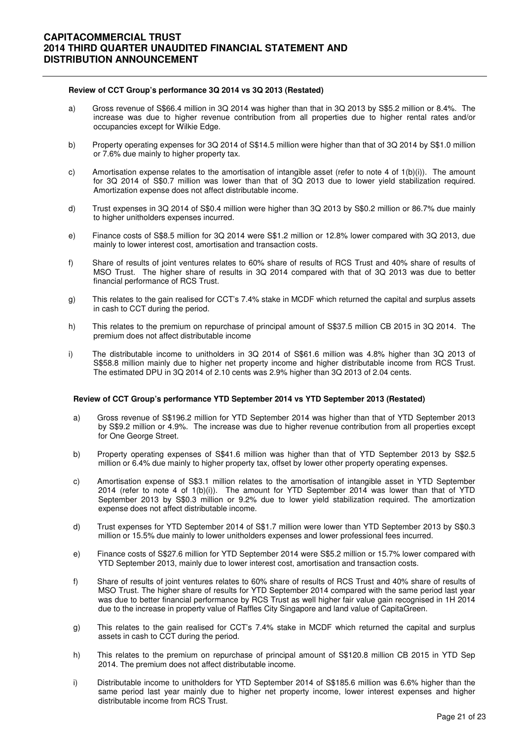**Review of CCT Group's performance 3Q 2014 vs 3Q 2013 (Restated)**

a) Gross revenue of S$66.4 million in 3Q 2014 was higher than that in 3Q 2013 by S$5.2 million or 8.4%. The increase was due to higher revenue contribution from all properties due to higher rental rates and/or occupancies except for Wilkie Edge.

b) Property operating expenses for 3Q 2014 of S$14.5 million were higher than that of 3Q 2014 by S$1.0 million or 7.6% due mainly to higher property tax.

c) Amortisation expense relates to the amortisation of intangible asset (refer to note 4 of 1(b)(i)). The amount for 3Q 2014 of S$0.7 million was lower than that of 3Q 2013 due to lower yield stabilization required. Amortization expense does not affect distributable income.

d) Trust expenses in 3Q 2014 of S$0.4 million were higher than 3Q 2013 by S$0.2 million or 86.7% due mainly to higher unitholders expenses incurred.

e) Finance costs of S$8.5 million for 3Q 2014 were S$1.2 million or 12.8% lower compared with 3Q 2013, due mainly to lower interest cost, amortisation and transaction costs.

f) Share of results of joint ventures relates to 60% share of results of RCS Trust and 40% share of results of MSO Trust. The higher share of results in 3Q 2014 compared with that of 3Q 2013 was due to better financial performance of RCS Trust.

g) This relates to the gain realised for CCT's 7.4% stake in MCDF which returned the capital and surplus assets in cash to CCT during the period.

h) This relates to the premium on repurchase of principal amount of S$37.5 million CB 2015 in 3Q 2014. The premium does not affect distributable income

i) The distributable income to unitholders in 3Q 2014 of S$61.6 million was 4.8% higher than 3Q 2013 of S$58.8 million mainly due to higher net property income and higher distributable income from RCS Trust. The estimated DPU in 3Q 2014 of 2.10 cents was 2.9% higher than 3Q 2013 of 2.04 cents.

**Review of CCT Group's performance YTD September 2014 vs YTD September 2013 (Restated)**

a) Gross revenue of S$196.2 million for YTD September 2014 was higher than that of YTD September 2013 by S$9.2 million or 4.9%. The increase was due to higher revenue contribution from all properties except for One George Street.

b) Property operating expenses of S$41.6 million was higher than that of YTD September 2013 by S$2.5 million or 6.4% due mainly to higher property tax, offset by lower other property operating expenses.

c) Amortisation expense of S$3.1 million relates to the amortisation of intangible asset in YTD September 2014 (refer to note 4 of 1(b)(i)). The amount for YTD September 2014 was lower than that of YTD September 2013 by S$0.3 million or 9.2% due to lower yield stabilization required. The amortization expense does not affect distributable income.

d) Trust expenses for YTD September 2014 of S$1.7 million were lower than YTD September 2013 by S$0.3 million or 15.5% due mainly to lower unitholders expenses and lower professional fees incurred.

e) Finance costs of S$27.6 million for YTD September 2014 were S$5.2 million or 15.7% lower compared with YTD September 2013, mainly due to lower interest cost, amortisation and transaction costs.

f) Share of results of joint ventures relates to 60% share of results of RCS Trust and 40% share of results of MSO Trust. The higher share of results for YTD September 2014 compared with the same period last year was due to better financial performance by RCS Trust as well higher fair value gain recognised in 1H 2014 due to the increase in property value of Raffles City Singapore and land value of CapitaGreen.

g) This relates to the gain realised for CCT's 7.4% stake in MCDF which returned the capital and surplus assets in cash to CCT during the period.

h) This relates to the premium on repurchase of principal amount of S$120.8 million CB 2015 in YTD Sep 2014. The premium does not affect distributable income.

i) Distributable income to unitholders for YTD September 2014 of S$185.6 million was 6.6% higher than the same period last year mainly due to higher net property income, lower interest expenses and higher distributable income from RCS Trust.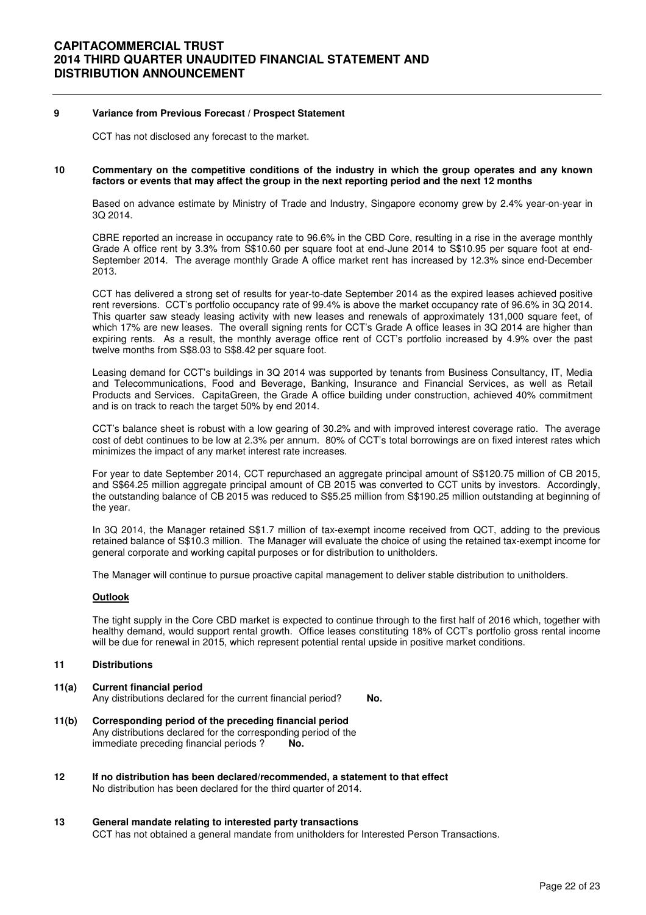## 9 Variance from Previous Forecast / Prospect Statement

CCT has not disclosed any forecast to the market.

## 10 Commentary on the competitive conditions of the industry in which the group operates and any known factors or events that may affect the group in the next reporting period and the next 12 months

Based on advance estimate by Ministry of Trade and Industry, Singapore economy grew by 2.4% year-on-year in 3Q 2014.

CBRE reported an increase in occupancy rate to 96.6% in the CBD Core, resulting in a rise in the average monthly Grade A office rent by 3.3% from S$10.60 per square foot at end-June 2014 to S$10.95 per square foot at end-September 2014. The average monthly Grade A office market rent has increased by 12.3% since end-December 2013.

CCT has delivered a strong set of results for year-to-date September 2014 as the expired leases achieved positive rent reversions. CCT's portfolio occupancy rate of 99.4% is above the market occupancy rate of 96.6% in 3Q 2014. This quarter saw steady leasing activity with new leases and renewals of approximately 131,000 square feet, of which 17% are new leases. The overall signing rents for CCT's Grade A office leases in 3Q 2014 are higher than expiring rents. As a result, the monthly average office rent of CCT's portfolio increased by 4.9% over the past twelve months from S$8.03 to S$8.42 per square foot.

Leasing demand for CCT's buildings in 3Q 2014 was supported by tenants from Business Consultancy, IT, Media and Telecommunications, Food and Beverage, Banking, Insurance and Financial Services, as well as Retail Products and Services. CapitaGreen, the Grade A office building under construction, achieved 40% commitment and is on track to reach the target 50% by end 2014.

CCT's balance sheet is robust with a low gearing of 30.2% and with improved interest coverage ratio. The average cost of debt continues to be low at 2.3% per annum. 80% of CCT's total borrowings are on fixed interest rates which minimizes the impact of any market interest rate increases.

For year to date September 2014, CCT repurchased an aggregate principal amount of S$120.75 million of CB 2015, and S$64.25 million aggregate principal amount of CB 2015 was converted to CCT units by investors. Accordingly, the outstanding balance of CB 2015 was reduced to S$5.25 million from S$190.25 million outstanding at beginning of the year.

In 3Q 2014, the Manager retained S$1.7 million of tax-exempt income received from QCT, adding to the previous retained balance of S$10.3 million. The Manager will evaluate the choice of using the retained tax-exempt income for general corporate and working capital purposes or for distribution to unitholders.

The Manager will continue to pursue proactive capital management to deliver stable distribution to unitholders.

**Outlook**

The tight supply in the Core CBD market is expected to continue through to the first half of 2016 which, together with healthy demand, would support rental growth. Office leases constituting 18% of CCT's portfolio gross rental income will be due for renewal in 2015, which represent potential rental upside in positive market conditions.

## 11 Distributions

**11(a) Current financial period**
Any distributions declared for the current financial period? **No.**

**11(b) Corresponding period of the preceding financial period**
Any distributions declared for the corresponding period of the immediate preceding financial periods ? **No.**

## 12 If no distribution has been declared/recommended, a statement to that effect

No distribution has been declared for the third quarter of 2014.

## 13 General mandate relating to interested party transactions

CCT has not obtained a general mandate from unitholders for Interested Person Transactions.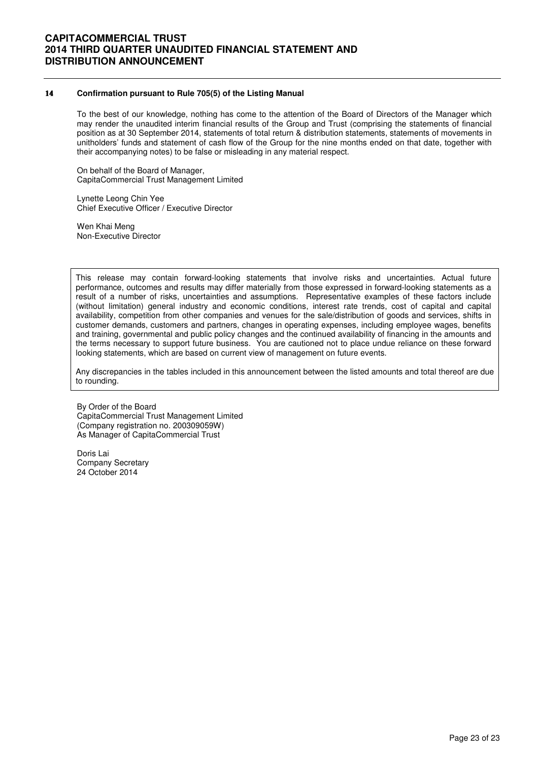## 14 Confirmation pursuant to Rule 705(5) of the Listing Manual

To the best of our knowledge, nothing has come to the attention of the Board of Directors of the Manager which may render the unaudited interim financial results of the Group and Trust (comprising the statements of financial position as at 30 September 2014, statements of total return & distribution statements, statements of movements in unitholders' funds and statement of cash flow of the Group for the nine months ended on that date, together with their accompanying notes) to be false or misleading in any material respect.

On behalf of the Board of Manager,
CapitaCommercial Trust Management Limited

Lynette Leong Chin Yee
Chief Executive Officer / Executive Director

Wen Khai Meng
Non-Executive Director

This release may contain forward-looking statements that involve risks and uncertainties. Actual future performance, outcomes and results may differ materially from those expressed in forward-looking statements as a result of a number of risks, uncertainties and assumptions. Representative examples of these factors include (without limitation) general industry and economic conditions, interest rate trends, cost of capital and capital availability, competition from other companies and venues for the sale/distribution of goods and services, shifts in customer demands, customers and partners, changes in operating expenses, including employee wages, benefits and training, governmental and public policy changes and the continued availability of financing in the amounts and the terms necessary to support future business. You are cautioned not to place undue reliance on these forward looking statements, which are based on current view of management on future events.

Any discrepancies in the tables included in this announcement between the listed amounts and total thereof are due to rounding.

By Order of the Board
CapitaCommercial Trust Management Limited
(Company registration no. 200309059W)
As Manager of CapitaCommercial Trust

Doris Lai
Company Secretary
24 October 2014